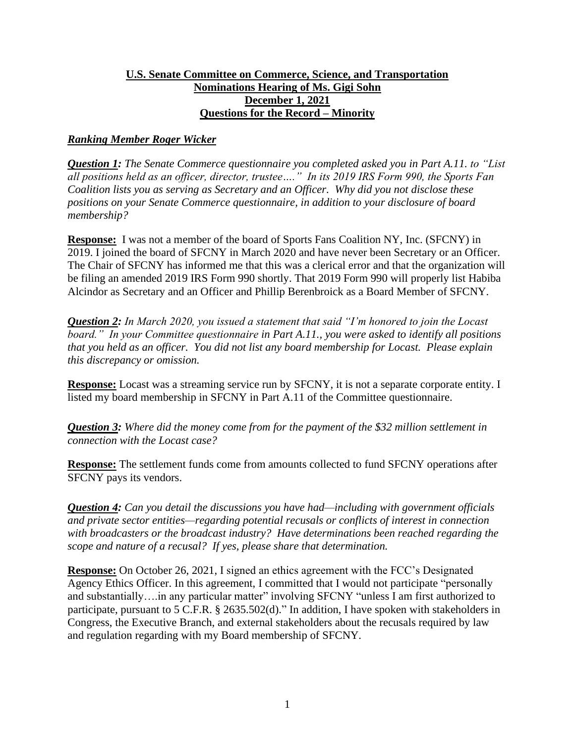**U.S. Senate Committee on Commerce, Science, and Transportation**
**Nominations Hearing of Ms. Gigi Sohn**
**December 1, 2021**
**Questions for the Record – Minority**

***Ranking Member Roger Wicker***

***Question 1:*** *The Senate Commerce questionnaire you completed asked you in Part A.11. to "List all positions held as an officer, director, trustee…." In its 2019 IRS Form 990, the Sports Fan Coalition lists you as serving as Secretary and an Officer. Why did you not disclose these positions on your Senate Commerce questionnaire, in addition to your disclosure of board membership?*

**Response:** I was not a member of the board of Sports Fans Coalition NY, Inc. (SFCNY) in 2019. I joined the board of SFCNY in March 2020 and have never been Secretary or an Officer. The Chair of SFCNY has informed me that this was a clerical error and that the organization will be filing an amended 2019 IRS Form 990 shortly. That 2019 Form 990 will properly list Habiba Alcindor as Secretary and an Officer and Phillip Berenbroick as a Board Member of SFCNY.

***Question 2:*** *In March 2020, you issued a statement that said "I'm honored to join the Locast board." In your Committee questionnaire in Part A.11., you were asked to identify all positions that you held as an officer. You did not list any board membership for Locast. Please explain this discrepancy or omission.*

**Response:** Locast was a streaming service run by SFCNY, it is not a separate corporate entity. I listed my board membership in SFCNY in Part A.11 of the Committee questionnaire.

***Question 3:*** *Where did the money come from for the payment of the $32 million settlement in connection with the Locast case?*

**Response:** The settlement funds come from amounts collected to fund SFCNY operations after SFCNY pays its vendors.

***Question 4:*** *Can you detail the discussions you have had—including with government officials and private sector entities—regarding potential recusals or conflicts of interest in connection with broadcasters or the broadcast industry? Have determinations been reached regarding the scope and nature of a recusal? If yes, please share that determination.*

**Response:** On October 26, 2021, I signed an ethics agreement with the FCC's Designated Agency Ethics Officer. In this agreement, I committed that I would not participate "personally and substantially….in any particular matter" involving SFCNY "unless I am first authorized to participate, pursuant to 5 C.F.R. § 2635.502(d)." In addition, I have spoken with stakeholders in Congress, the Executive Branch, and external stakeholders about the recusals required by law and regulation regarding with my Board membership of SFCNY.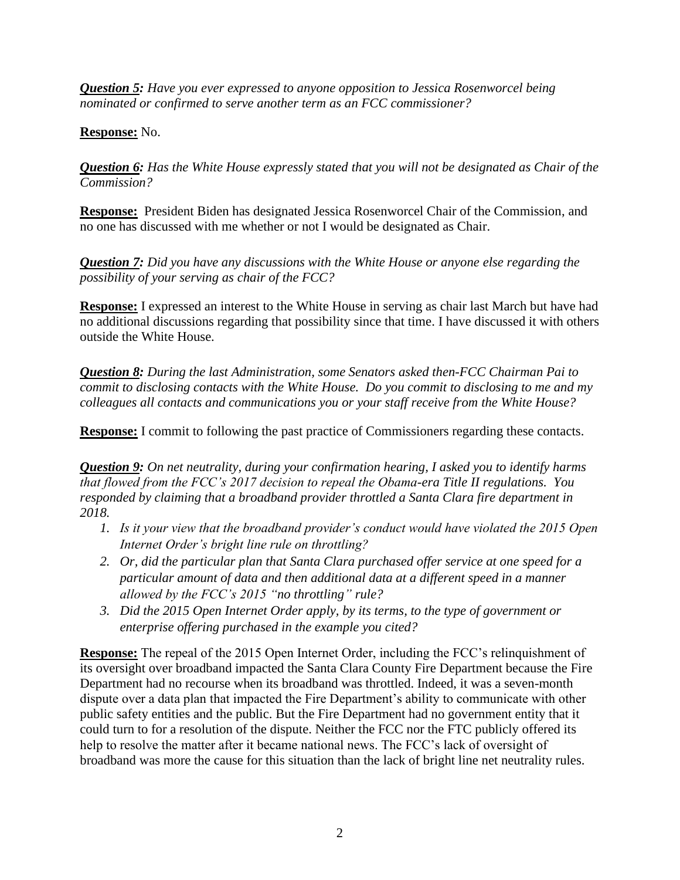***Question 5:*** *Have you ever expressed to anyone opposition to Jessica Rosenworcel being nominated or confirmed to serve another term as an FCC commissioner?*

**Response:** No.

***Question 6:*** *Has the White House expressly stated that you will not be designated as Chair of the Commission?*

**Response:** President Biden has designated Jessica Rosenworcel Chair of the Commission, and no one has discussed with me whether or not I would be designated as Chair.

***Question 7:*** *Did you have any discussions with the White House or anyone else regarding the possibility of your serving as chair of the FCC?*

**Response:** I expressed an interest to the White House in serving as chair last March but have had no additional discussions regarding that possibility since that time. I have discussed it with others outside the White House.

***Question 8:*** *During the last Administration, some Senators asked then-FCC Chairman Pai to commit to disclosing contacts with the White House. Do you commit to disclosing to me and my colleagues all contacts and communications you or your staff receive from the White House?*

**Response:** I commit to following the past practice of Commissioners regarding these contacts.

***Question 9:*** *On net neutrality, during your confirmation hearing, I asked you to identify harms that flowed from the FCC's 2017 decision to repeal the Obama-era Title II regulations. You responded by claiming that a broadband provider throttled a Santa Clara fire department in 2018.*

1. *Is it your view that the broadband provider's conduct would have violated the 2015 Open Internet Order's bright line rule on throttling?*
2. *Or, did the particular plan that Santa Clara purchased offer service at one speed for a particular amount of data and then additional data at a different speed in a manner allowed by the FCC's 2015 "no throttling" rule?*
3. *Did the 2015 Open Internet Order apply, by its terms, to the type of government or enterprise offering purchased in the example you cited?*

**Response:** The repeal of the 2015 Open Internet Order, including the FCC's relinquishment of its oversight over broadband impacted the Santa Clara County Fire Department because the Fire Department had no recourse when its broadband was throttled. Indeed, it was a seven-month dispute over a data plan that impacted the Fire Department's ability to communicate with other public safety entities and the public. But the Fire Department had no government entity that it could turn to for a resolution of the dispute. Neither the FCC nor the FTC publicly offered its help to resolve the matter after it became national news. The FCC's lack of oversight of broadband was more the cause for this situation than the lack of bright line net neutrality rules.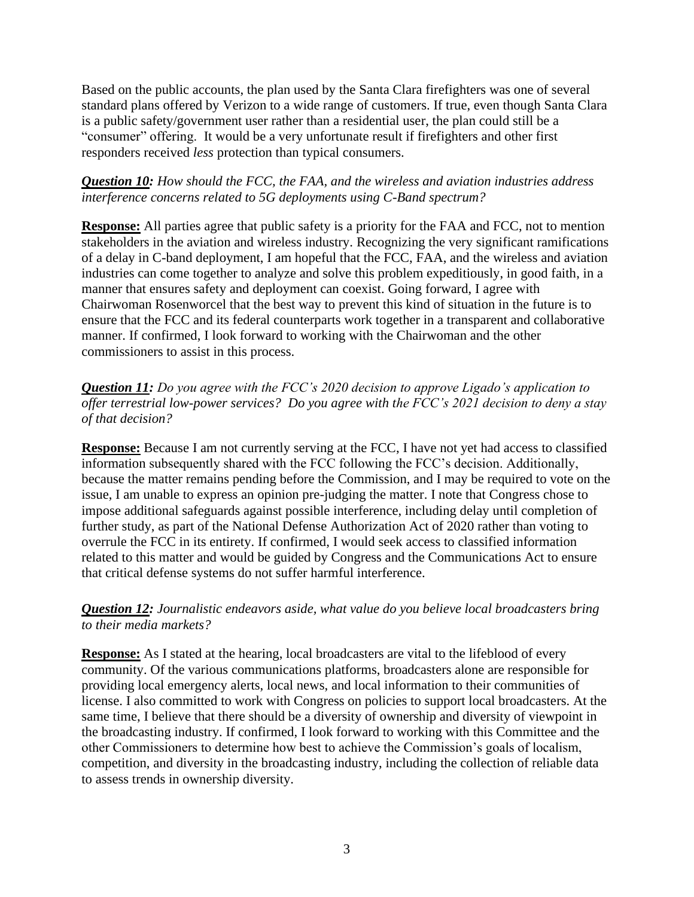Based on the public accounts, the plan used by the Santa Clara firefighters was one of several standard plans offered by Verizon to a wide range of customers. If true, even though Santa Clara is a public safety/government user rather than a residential user, the plan could still be a "consumer" offering. It would be a very unfortunate result if firefighters and other first responders received *less* protection than typical consumers.

***Question 10:*** *How should the FCC, the FAA, and the wireless and aviation industries address interference concerns related to 5G deployments using C-Band spectrum?*

**Response:** All parties agree that public safety is a priority for the FAA and FCC, not to mention stakeholders in the aviation and wireless industry. Recognizing the very significant ramifications of a delay in C-band deployment, I am hopeful that the FCC, FAA, and the wireless and aviation industries can come together to analyze and solve this problem expeditiously, in good faith, in a manner that ensures safety and deployment can coexist. Going forward, I agree with Chairwoman Rosenworcel that the best way to prevent this kind of situation in the future is to ensure that the FCC and its federal counterparts work together in a transparent and collaborative manner. If confirmed, I look forward to working with the Chairwoman and the other commissioners to assist in this process.

***Question 11:*** *Do you agree with the FCC's 2020 decision to approve Ligado's application to offer terrestrial low-power services? Do you agree with the FCC's 2021 decision to deny a stay of that decision?*

**Response:** Because I am not currently serving at the FCC, I have not yet had access to classified information subsequently shared with the FCC following the FCC's decision. Additionally, because the matter remains pending before the Commission, and I may be required to vote on the issue, I am unable to express an opinion pre-judging the matter. I note that Congress chose to impose additional safeguards against possible interference, including delay until completion of further study, as part of the National Defense Authorization Act of 2020 rather than voting to overrule the FCC in its entirety. If confirmed, I would seek access to classified information related to this matter and would be guided by Congress and the Communications Act to ensure that critical defense systems do not suffer harmful interference.

***Question 12:*** *Journalistic endeavors aside, what value do you believe local broadcasters bring to their media markets?*

**Response:** As I stated at the hearing, local broadcasters are vital to the lifeblood of every community. Of the various communications platforms, broadcasters alone are responsible for providing local emergency alerts, local news, and local information to their communities of license. I also committed to work with Congress on policies to support local broadcasters. At the same time, I believe that there should be a diversity of ownership and diversity of viewpoint in the broadcasting industry. If confirmed, I look forward to working with this Committee and the other Commissioners to determine how best to achieve the Commission's goals of localism, competition, and diversity in the broadcasting industry, including the collection of reliable data to assess trends in ownership diversity.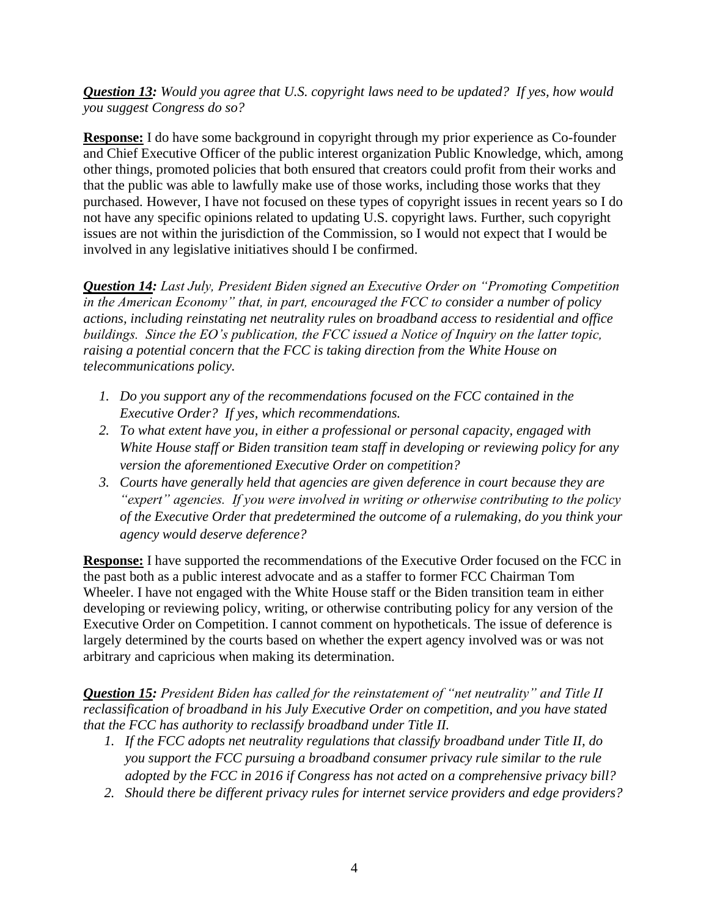***Question 13:*** *Would you agree that U.S. copyright laws need to be updated? If yes, how would you suggest Congress do so?*

**Response:** I do have some background in copyright through my prior experience as Co-founder and Chief Executive Officer of the public interest organization Public Knowledge, which, among other things, promoted policies that both ensured that creators could profit from their works and that the public was able to lawfully make use of those works, including those works that they purchased. However, I have not focused on these types of copyright issues in recent years so I do not have any specific opinions related to updating U.S. copyright laws. Further, such copyright issues are not within the jurisdiction of the Commission, so I would not expect that I would be involved in any legislative initiatives should I be confirmed.

***Question 14:*** *Last July, President Biden signed an Executive Order on "Promoting Competition in the American Economy" that, in part, encouraged the FCC to consider a number of policy actions, including reinstating net neutrality rules on broadband access to residential and office buildings. Since the EO's publication, the FCC issued a Notice of Inquiry on the latter topic, raising a potential concern that the FCC is taking direction from the White House on telecommunications policy.*

1. *Do you support any of the recommendations focused on the FCC contained in the Executive Order? If yes, which recommendations.*
2. *To what extent have you, in either a professional or personal capacity, engaged with White House staff or Biden transition team staff in developing or reviewing policy for any version the aforementioned Executive Order on competition?*
3. *Courts have generally held that agencies are given deference in court because they are "expert" agencies. If you were involved in writing or otherwise contributing to the policy of the Executive Order that predetermined the outcome of a rulemaking, do you think your agency would deserve deference?*

**Response:** I have supported the recommendations of the Executive Order focused on the FCC in the past both as a public interest advocate and as a staffer to former FCC Chairman Tom Wheeler. I have not engaged with the White House staff or the Biden transition team in either developing or reviewing policy, writing, or otherwise contributing policy for any version of the Executive Order on Competition. I cannot comment on hypotheticals. The issue of deference is largely determined by the courts based on whether the expert agency involved was or was not arbitrary and capricious when making its determination.

***Question 15:*** *President Biden has called for the reinstatement of "net neutrality" and Title II reclassification of broadband in his July Executive Order on competition, and you have stated that the FCC has authority to reclassify broadband under Title II.*

1. *If the FCC adopts net neutrality regulations that classify broadband under Title II, do you support the FCC pursuing a broadband consumer privacy rule similar to the rule adopted by the FCC in 2016 if Congress has not acted on a comprehensive privacy bill?*
2. *Should there be different privacy rules for internet service providers and edge providers?*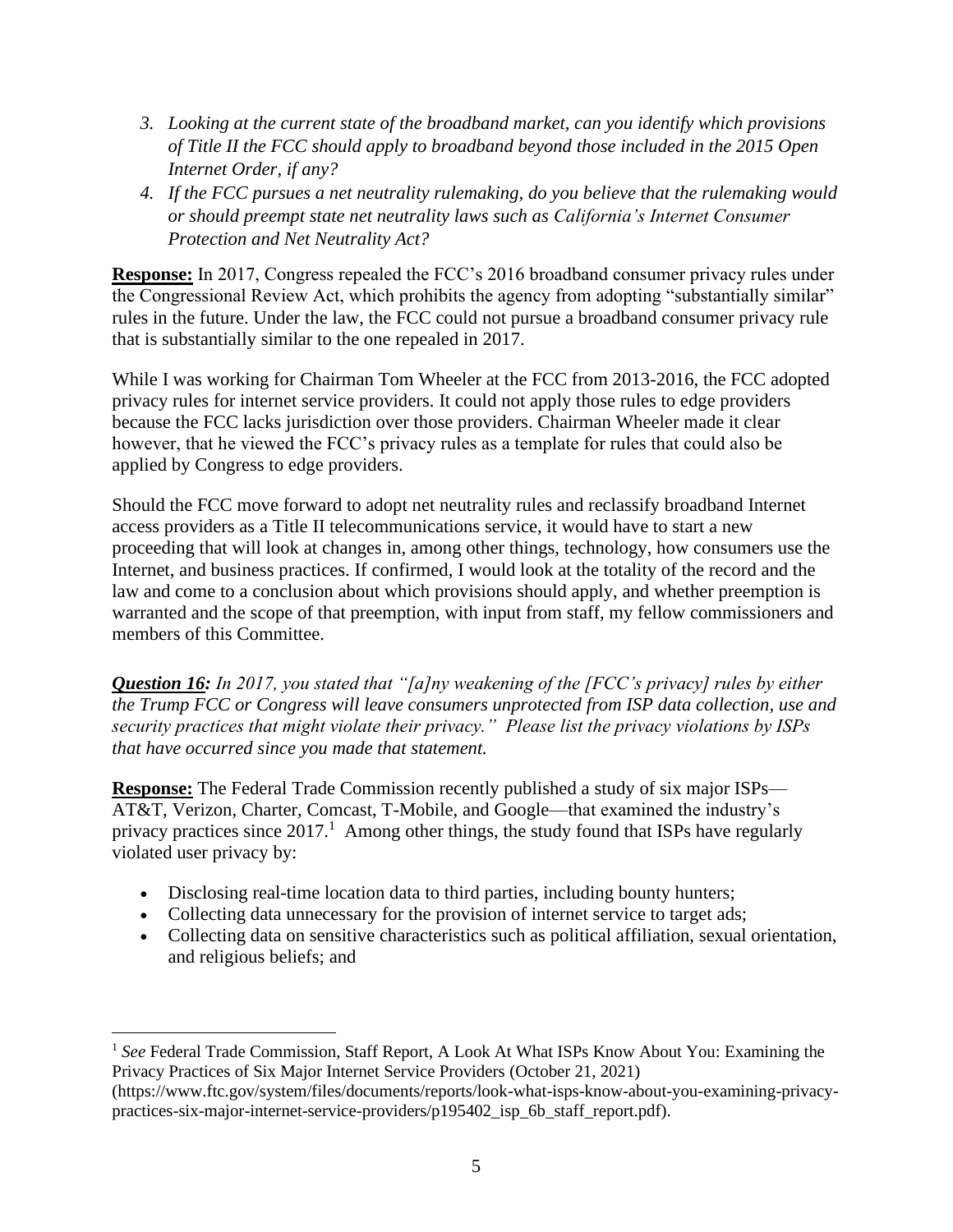3. *Looking at the current state of the broadband market, can you identify which provisions of Title II the FCC should apply to broadband beyond those included in the 2015 Open Internet Order, if any?*
4. *If the FCC pursues a net neutrality rulemaking, do you believe that the rulemaking would or should preempt state net neutrality laws such as California's Internet Consumer Protection and Net Neutrality Act?*

**Response:** In 2017, Congress repealed the FCC's 2016 broadband consumer privacy rules under the Congressional Review Act, which prohibits the agency from adopting "substantially similar" rules in the future. Under the law, the FCC could not pursue a broadband consumer privacy rule that is substantially similar to the one repealed in 2017.

While I was working for Chairman Tom Wheeler at the FCC from 2013-2016, the FCC adopted privacy rules for internet service providers. It could not apply those rules to edge providers because the FCC lacks jurisdiction over those providers. Chairman Wheeler made it clear however, that he viewed the FCC's privacy rules as a template for rules that could also be applied by Congress to edge providers.

Should the FCC move forward to adopt net neutrality rules and reclassify broadband Internet access providers as a Title II telecommunications service, it would have to start a new proceeding that will look at changes in, among other things, technology, how consumers use the Internet, and business practices. If confirmed, I would look at the totality of the record and the law and come to a conclusion about which provisions should apply, and whether preemption is warranted and the scope of that preemption, with input from staff, my fellow commissioners and members of this Committee.

***Question 16:*** *In 2017, you stated that "[a]ny weakening of the [FCC's privacy] rules by either the Trump FCC or Congress will leave consumers unprotected from ISP data collection, use and security practices that might violate their privacy." Please list the privacy violations by ISPs that have occurred since you made that statement.*

**Response:** The Federal Trade Commission recently published a study of six major ISPs—AT&T, Verizon, Charter, Comcast, T-Mobile, and Google—that examined the industry's privacy practices since 2017.[1] Among other things, the study found that ISPs have regularly violated user privacy by:

- Disclosing real-time location data to third parties, including bounty hunters;
- Collecting data unnecessary for the provision of internet service to target ads;
- Collecting data on sensitive characteristics such as political affiliation, sexual orientation, and religious beliefs; and

[1] *See* Federal Trade Commission, Staff Report, A Look At What ISPs Know About You: Examining the Privacy Practices of Six Major Internet Service Providers (October 21, 2021) (https://www.ftc.gov/system/files/documents/reports/look-what-isps-know-about-you-examining-privacy-practices-six-major-internet-service-providers/p195402_isp_6b_staff_report.pdf).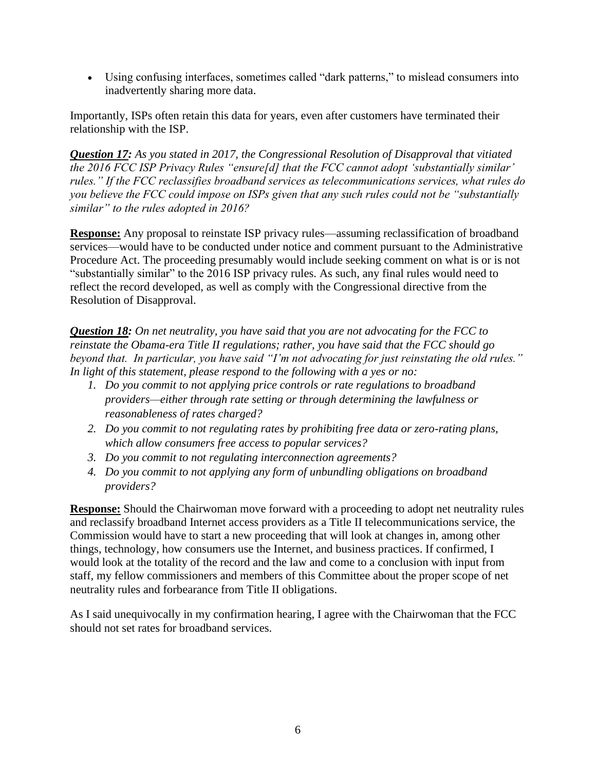- Using confusing interfaces, sometimes called "dark patterns," to mislead consumers into inadvertently sharing more data.

Importantly, ISPs often retain this data for years, even after customers have terminated their relationship with the ISP.

***Question 17:*** *As you stated in 2017, the Congressional Resolution of Disapproval that vitiated the 2016 FCC ISP Privacy Rules "ensure[d] that the FCC cannot adopt 'substantially similar' rules." If the FCC reclassifies broadband services as telecommunications services, what rules do you believe the FCC could impose on ISPs given that any such rules could not be "substantially similar" to the rules adopted in 2016?*

**Response:** Any proposal to reinstate ISP privacy rules—assuming reclassification of broadband services—would have to be conducted under notice and comment pursuant to the Administrative Procedure Act. The proceeding presumably would include seeking comment on what is or is not "substantially similar" to the 2016 ISP privacy rules. As such, any final rules would need to reflect the record developed, as well as comply with the Congressional directive from the Resolution of Disapproval.

***Question 18:*** *On net neutrality, you have said that you are not advocating for the FCC to reinstate the Obama-era Title II regulations; rather, you have said that the FCC should go beyond that. In particular, you have said "I'm not advocating for just reinstating the old rules." In light of this statement, please respond to the following with a yes or no:*

1. *Do you commit to not applying price controls or rate regulations to broadband providers—either through rate setting or through determining the lawfulness or reasonableness of rates charged?*
2. *Do you commit to not regulating rates by prohibiting free data or zero-rating plans, which allow consumers free access to popular services?*
3. *Do you commit to not regulating interconnection agreements?*
4. *Do you commit to not applying any form of unbundling obligations on broadband providers?*

**Response:** Should the Chairwoman move forward with a proceeding to adopt net neutrality rules and reclassify broadband Internet access providers as a Title II telecommunications service, the Commission would have to start a new proceeding that will look at changes in, among other things, technology, how consumers use the Internet, and business practices. If confirmed, I would look at the totality of the record and the law and come to a conclusion with input from staff, my fellow commissioners and members of this Committee about the proper scope of net neutrality rules and forbearance from Title II obligations.

As I said unequivocally in my confirmation hearing, I agree with the Chairwoman that the FCC should not set rates for broadband services.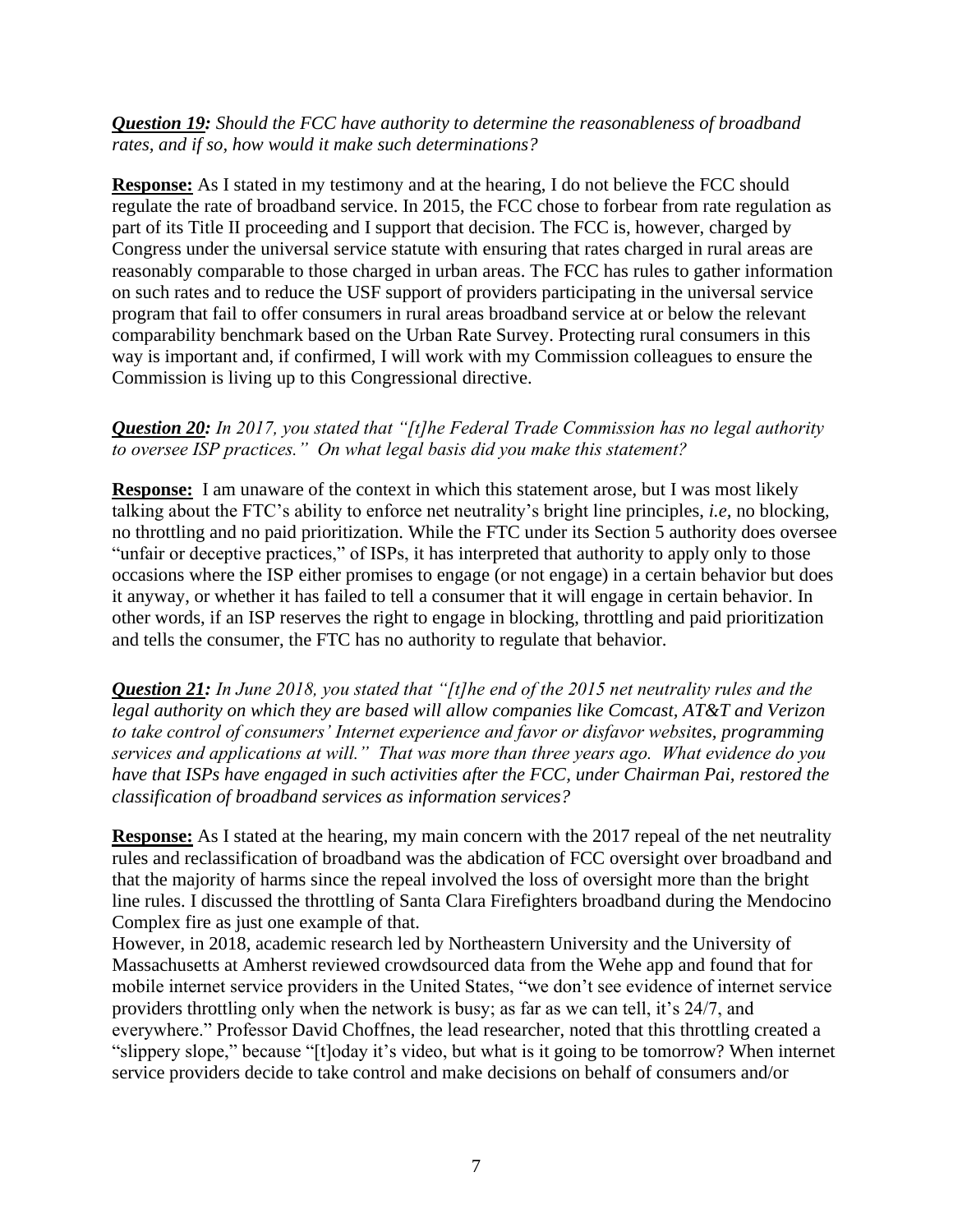***Question 19:*** *Should the FCC have authority to determine the reasonableness of broadband rates, and if so, how would it make such determinations?*

**Response:** As I stated in my testimony and at the hearing, I do not believe the FCC should regulate the rate of broadband service. In 2015, the FCC chose to forbear from rate regulation as part of its Title II proceeding and I support that decision. The FCC is, however, charged by Congress under the universal service statute with ensuring that rates charged in rural areas are reasonably comparable to those charged in urban areas. The FCC has rules to gather information on such rates and to reduce the USF support of providers participating in the universal service program that fail to offer consumers in rural areas broadband service at or below the relevant comparability benchmark based on the Urban Rate Survey. Protecting rural consumers in this way is important and, if confirmed, I will work with my Commission colleagues to ensure the Commission is living up to this Congressional directive.

***Question 20:*** *In 2017, you stated that "[t]he Federal Trade Commission has no legal authority to oversee ISP practices." On what legal basis did you make this statement?*

**Response:** I am unaware of the context in which this statement arose, but I was most likely talking about the FTC's ability to enforce net neutrality's bright line principles, *i.e*, no blocking, no throttling and no paid prioritization. While the FTC under its Section 5 authority does oversee "unfair or deceptive practices," of ISPs, it has interpreted that authority to apply only to those occasions where the ISP either promises to engage (or not engage) in a certain behavior but does it anyway, or whether it has failed to tell a consumer that it will engage in certain behavior. In other words, if an ISP reserves the right to engage in blocking, throttling and paid prioritization and tells the consumer, the FTC has no authority to regulate that behavior.

***Question 21:*** *In June 2018, you stated that "[t]he end of the 2015 net neutrality rules and the legal authority on which they are based will allow companies like Comcast, AT&T and Verizon to take control of consumers' Internet experience and favor or disfavor websites, programming services and applications at will." That was more than three years ago. What evidence do you have that ISPs have engaged in such activities after the FCC, under Chairman Pai, restored the classification of broadband services as information services?*

**Response:** As I stated at the hearing, my main concern with the 2017 repeal of the net neutrality rules and reclassification of broadband was the abdication of FCC oversight over broadband and that the majority of harms since the repeal involved the loss of oversight more than the bright line rules. I discussed the throttling of Santa Clara Firefighters broadband during the Mendocino Complex fire as just one example of that.

However, in 2018, academic research led by Northeastern University and the University of Massachusetts at Amherst reviewed crowdsourced data from the Wehe app and found that for mobile internet service providers in the United States, "we don't see evidence of internet service providers throttling only when the network is busy; as far as we can tell, it's 24/7, and everywhere." Professor David Choffnes, the lead researcher, noted that this throttling created a "slippery slope," because "[t]oday it's video, but what is it going to be tomorrow? When internet service providers decide to take control and make decisions on behalf of consumers and/or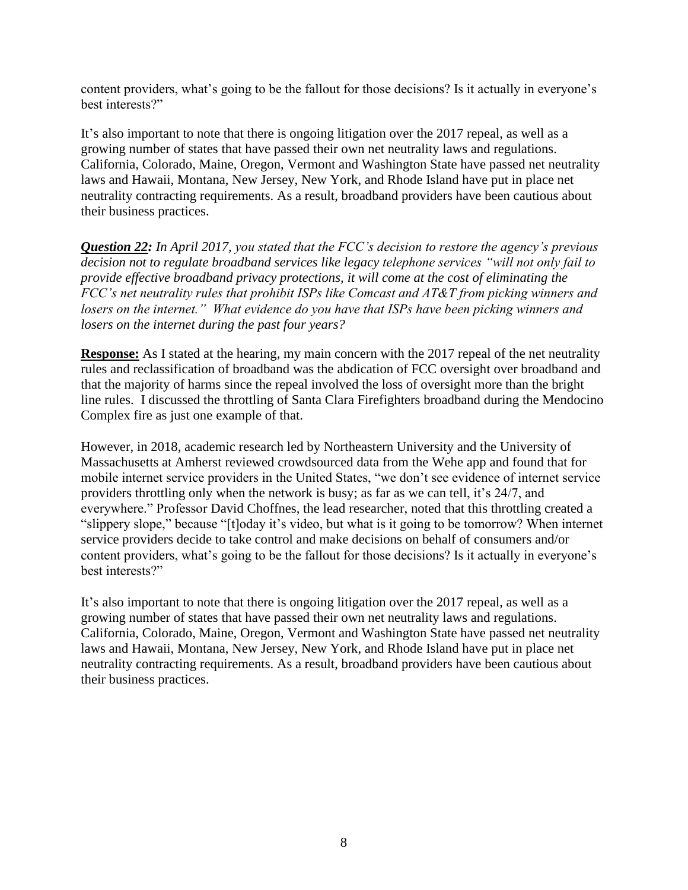content providers, what's going to be the fallout for those decisions? Is it actually in everyone's best interests?"

It's also important to note that there is ongoing litigation over the 2017 repeal, as well as a growing number of states that have passed their own net neutrality laws and regulations. California, Colorado, Maine, Oregon, Vermont and Washington State have passed net neutrality laws and Hawaii, Montana, New Jersey, New York, and Rhode Island have put in place net neutrality contracting requirements. As a result, broadband providers have been cautious about their business practices.

***Question 22:*** *In April 2017, you stated that the FCC's decision to restore the agency's previous decision not to regulate broadband services like legacy telephone services "will not only fail to provide effective broadband privacy protections, it will come at the cost of eliminating the FCC's net neutrality rules that prohibit ISPs like Comcast and AT&T from picking winners and losers on the internet." What evidence do you have that ISPs have been picking winners and losers on the internet during the past four years?*

**Response:** As I stated at the hearing, my main concern with the 2017 repeal of the net neutrality rules and reclassification of broadband was the abdication of FCC oversight over broadband and that the majority of harms since the repeal involved the loss of oversight more than the bright line rules. I discussed the throttling of Santa Clara Firefighters broadband during the Mendocino Complex fire as just one example of that.

However, in 2018, academic research led by Northeastern University and the University of Massachusetts at Amherst reviewed crowdsourced data from the Wehe app and found that for mobile internet service providers in the United States, "we don't see evidence of internet service providers throttling only when the network is busy; as far as we can tell, it's 24/7, and everywhere." Professor David Choffnes, the lead researcher, noted that this throttling created a "slippery slope," because "[t]oday it's video, but what is it going to be tomorrow? When internet service providers decide to take control and make decisions on behalf of consumers and/or content providers, what's going to be the fallout for those decisions? Is it actually in everyone's best interests?"

It's also important to note that there is ongoing litigation over the 2017 repeal, as well as a growing number of states that have passed their own net neutrality laws and regulations. California, Colorado, Maine, Oregon, Vermont and Washington State have passed net neutrality laws and Hawaii, Montana, New Jersey, New York, and Rhode Island have put in place net neutrality contracting requirements. As a result, broadband providers have been cautious about their business practices.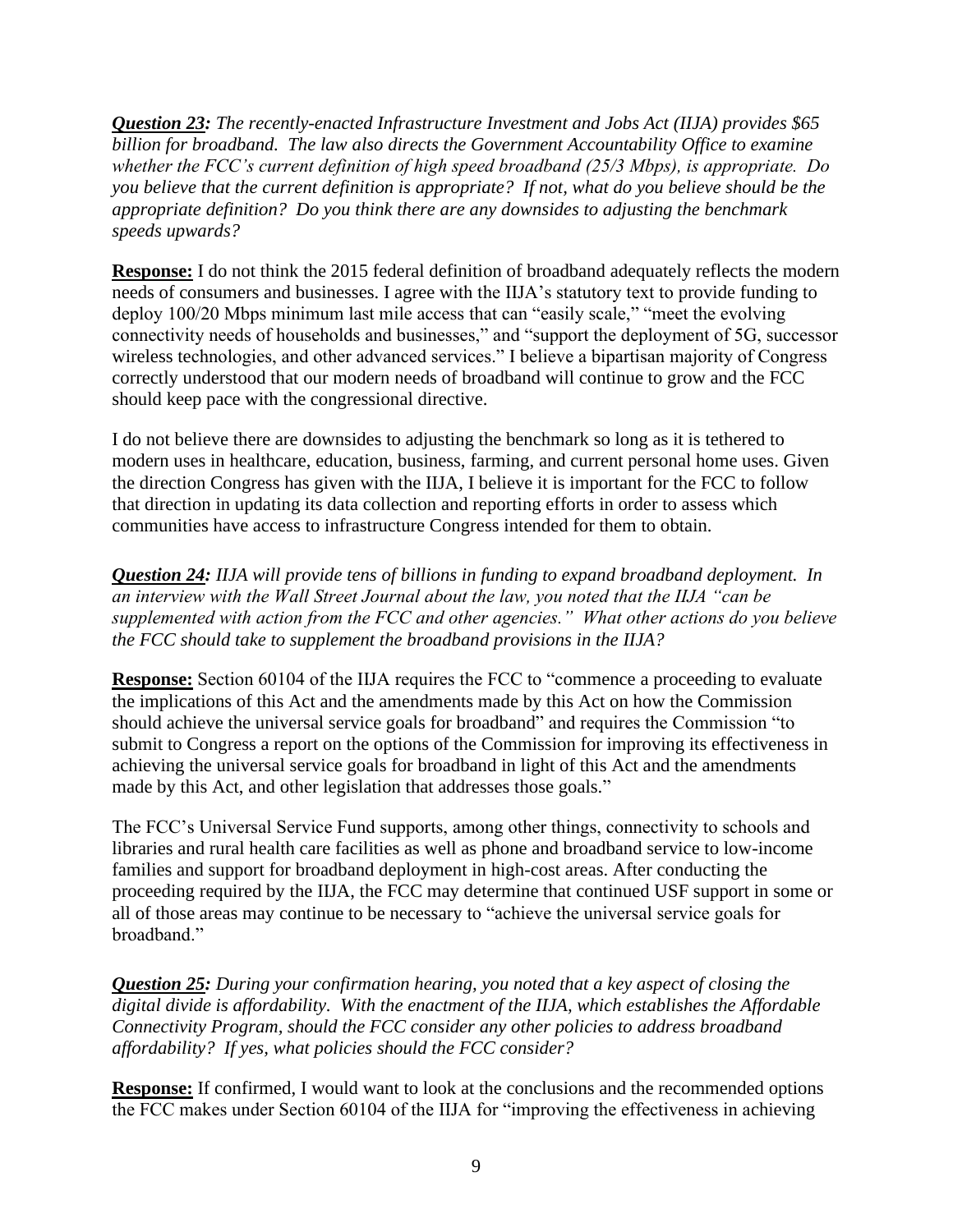***Question 23:*** *The recently-enacted Infrastructure Investment and Jobs Act (IIJA) provides $65 billion for broadband. The law also directs the Government Accountability Office to examine whether the FCC's current definition of high speed broadband (25/3 Mbps), is appropriate. Do you believe that the current definition is appropriate? If not, what do you believe should be the appropriate definition? Do you think there are any downsides to adjusting the benchmark speeds upwards?*

**Response:** I do not think the 2015 federal definition of broadband adequately reflects the modern needs of consumers and businesses. I agree with the IIJA's statutory text to provide funding to deploy 100/20 Mbps minimum last mile access that can "easily scale," "meet the evolving connectivity needs of households and businesses," and "support the deployment of 5G, successor wireless technologies, and other advanced services." I believe a bipartisan majority of Congress correctly understood that our modern needs of broadband will continue to grow and the FCC should keep pace with the congressional directive.

I do not believe there are downsides to adjusting the benchmark so long as it is tethered to modern uses in healthcare, education, business, farming, and current personal home uses. Given the direction Congress has given with the IIJA, I believe it is important for the FCC to follow that direction in updating its data collection and reporting efforts in order to assess which communities have access to infrastructure Congress intended for them to obtain.

***Question 24:*** *IIJA will provide tens of billions in funding to expand broadband deployment. In an interview with the Wall Street Journal about the law, you noted that the IIJA "can be supplemented with action from the FCC and other agencies." What other actions do you believe the FCC should take to supplement the broadband provisions in the IIJA?*

**Response:** Section 60104 of the IIJA requires the FCC to "commence a proceeding to evaluate the implications of this Act and the amendments made by this Act on how the Commission should achieve the universal service goals for broadband" and requires the Commission "to submit to Congress a report on the options of the Commission for improving its effectiveness in achieving the universal service goals for broadband in light of this Act and the amendments made by this Act, and other legislation that addresses those goals."

The FCC's Universal Service Fund supports, among other things, connectivity to schools and libraries and rural health care facilities as well as phone and broadband service to low-income families and support for broadband deployment in high-cost areas. After conducting the proceeding required by the IIJA, the FCC may determine that continued USF support in some or all of those areas may continue to be necessary to "achieve the universal service goals for broadband."

***Question 25:*** *During your confirmation hearing, you noted that a key aspect of closing the digital divide is affordability. With the enactment of the IIJA, which establishes the Affordable Connectivity Program, should the FCC consider any other policies to address broadband affordability? If yes, what policies should the FCC consider?*

**Response:** If confirmed, I would want to look at the conclusions and the recommended options the FCC makes under Section 60104 of the IIJA for "improving the effectiveness in achieving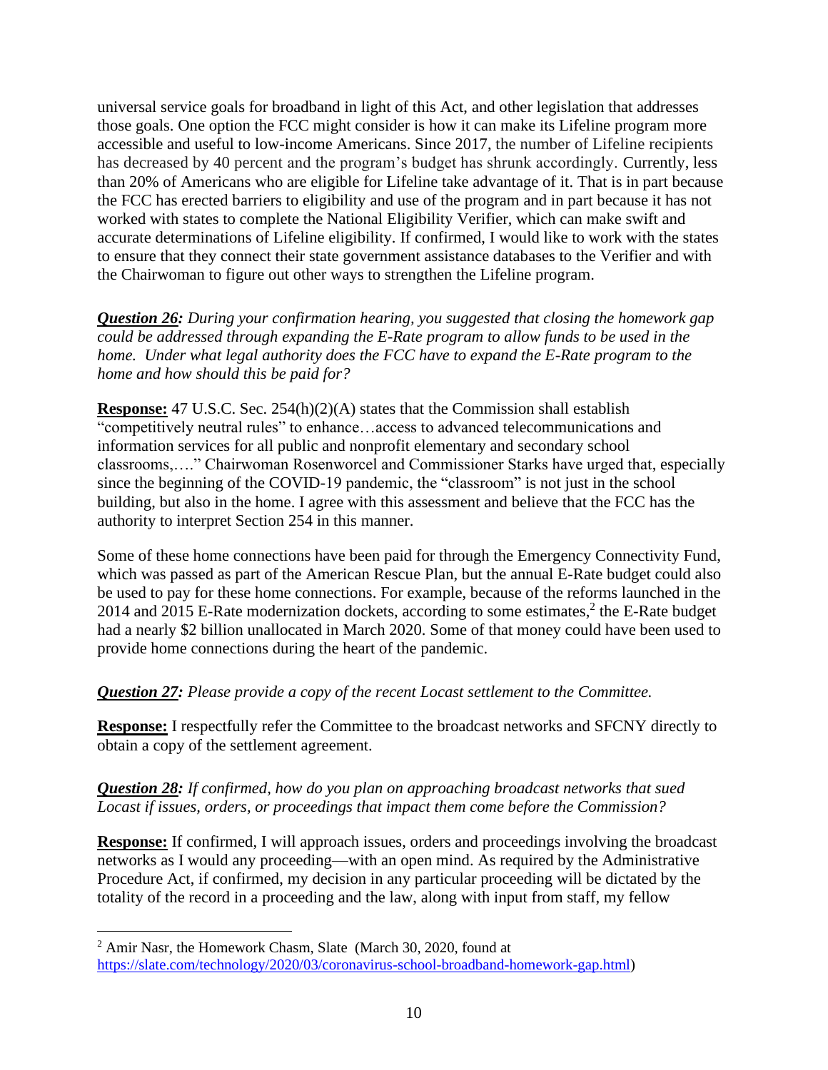universal service goals for broadband in light of this Act, and other legislation that addresses those goals. One option the FCC might consider is how it can make its Lifeline program more accessible and useful to low-income Americans. Since 2017, the number of Lifeline recipients has decreased by 40 percent and the program's budget has shrunk accordingly. Currently, less than 20% of Americans who are eligible for Lifeline take advantage of it. That is in part because the FCC has erected barriers to eligibility and use of the program and in part because it has not worked with states to complete the National Eligibility Verifier, which can make swift and accurate determinations of Lifeline eligibility. If confirmed, I would like to work with the states to ensure that they connect their state government assistance databases to the Verifier and with the Chairwoman to figure out other ways to strengthen the Lifeline program.

***Question 26:*** *During your confirmation hearing, you suggested that closing the homework gap could be addressed through expanding the E-Rate program to allow funds to be used in the home. Under what legal authority does the FCC have to expand the E-Rate program to the home and how should this be paid for?*

**Response:** 47 U.S.C. Sec. 254(h)(2)(A) states that the Commission shall establish "competitively neutral rules" to enhance…access to advanced telecommunications and information services for all public and nonprofit elementary and secondary school classrooms,…." Chairwoman Rosenworcel and Commissioner Starks have urged that, especially since the beginning of the COVID-19 pandemic, the "classroom" is not just in the school building, but also in the home. I agree with this assessment and believe that the FCC has the authority to interpret Section 254 in this manner.

Some of these home connections have been paid for through the Emergency Connectivity Fund, which was passed as part of the American Rescue Plan, but the annual E-Rate budget could also be used to pay for these home connections. For example, because of the reforms launched in the 2014 and 2015 E-Rate modernization dockets, according to some estimates,[2] the E-Rate budget had a nearly $2 billion unallocated in March 2020. Some of that money could have been used to provide home connections during the heart of the pandemic.

***Question 27:*** *Please provide a copy of the recent Locast settlement to the Committee.*

**Response:** I respectfully refer the Committee to the broadcast networks and SFCNY directly to obtain a copy of the settlement agreement.

***Question 28:*** *If confirmed, how do you plan on approaching broadcast networks that sued Locast if issues, orders, or proceedings that impact them come before the Commission?*

**Response:** If confirmed, I will approach issues, orders and proceedings involving the broadcast networks as I would any proceeding—with an open mind. As required by the Administrative Procedure Act, if confirmed, my decision in any particular proceeding will be dictated by the totality of the record in a proceeding and the law, along with input from staff, my fellow

---

[2] Amir Nasr, the Homework Chasm, Slate (March 30, 2020, found at https://slate.com/technology/2020/03/coronavirus-school-broadband-homework-gap.html)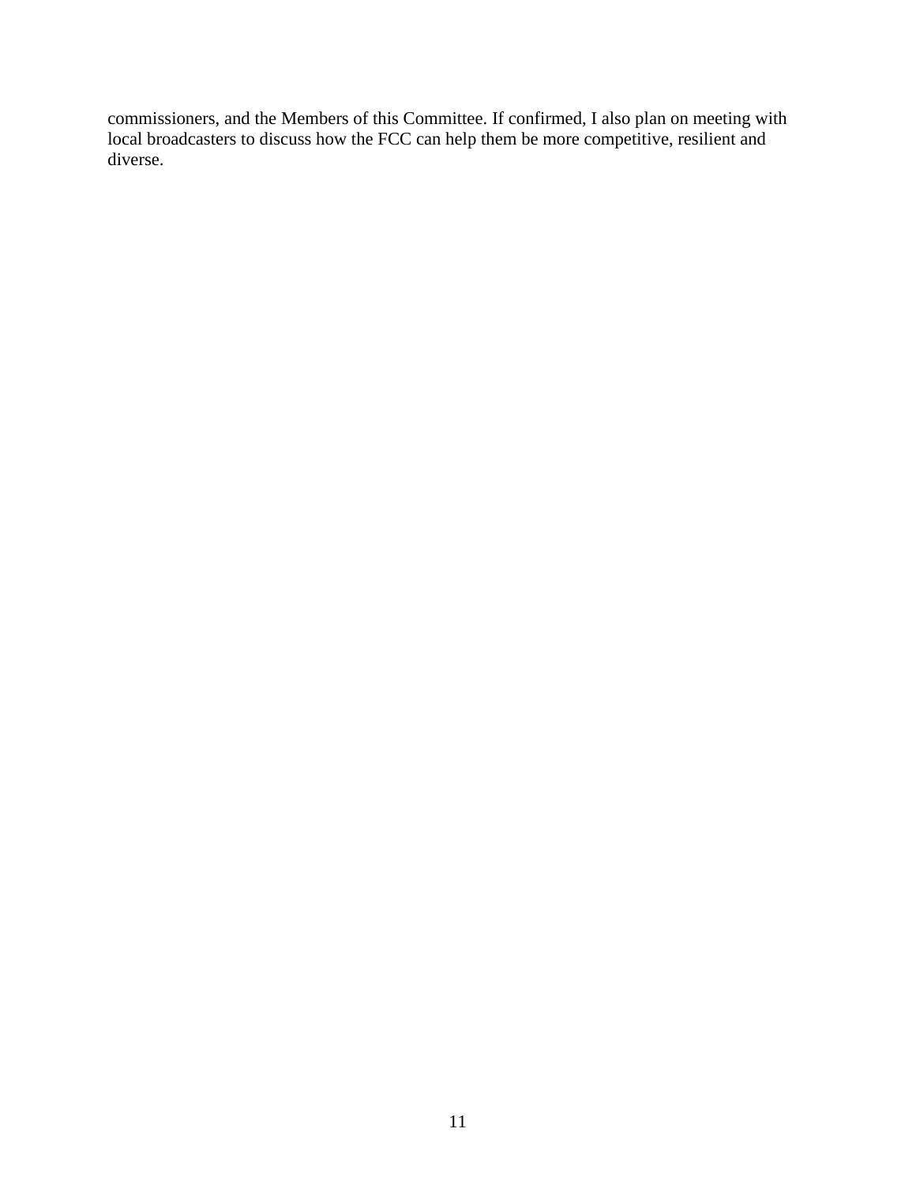commissioners, and the Members of this Committee. If confirmed, I also plan on meeting with local broadcasters to discuss how the FCC can help them be more competitive, resilient and diverse.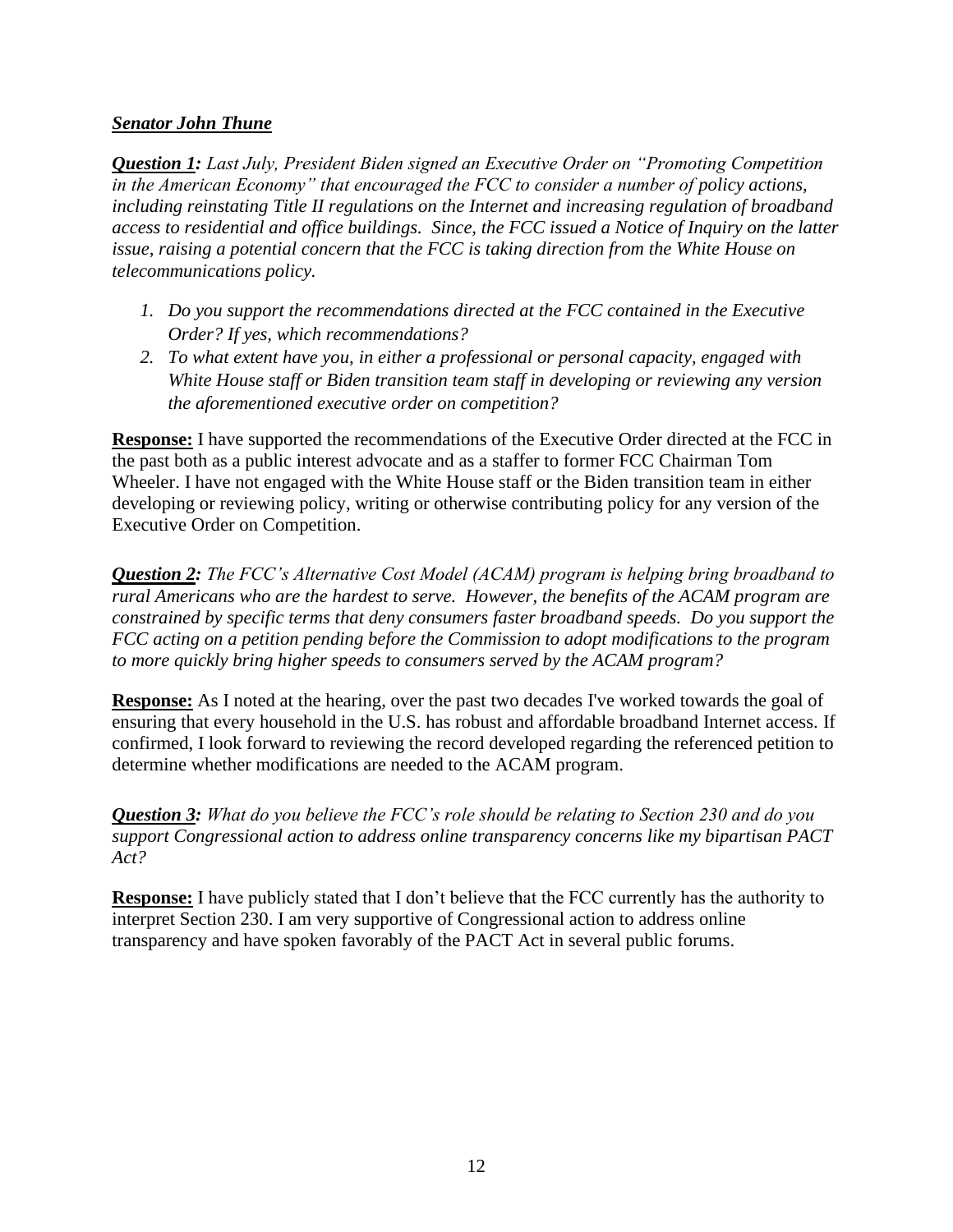***Senator John Thune***

***Question 1:*** *Last July, President Biden signed an Executive Order on "Promoting Competition in the American Economy" that encouraged the FCC to consider a number of policy actions, including reinstating Title II regulations on the Internet and increasing regulation of broadband access to residential and office buildings. Since, the FCC issued a Notice of Inquiry on the latter issue, raising a potential concern that the FCC is taking direction from the White House on telecommunications policy.*

1. *Do you support the recommendations directed at the FCC contained in the Executive Order? If yes, which recommendations?*
2. *To what extent have you, in either a professional or personal capacity, engaged with White House staff or Biden transition team staff in developing or reviewing any version the aforementioned executive order on competition?*

**Response:** I have supported the recommendations of the Executive Order directed at the FCC in the past both as a public interest advocate and as a staffer to former FCC Chairman Tom Wheeler. I have not engaged with the White House staff or the Biden transition team in either developing or reviewing policy, writing or otherwise contributing policy for any version of the Executive Order on Competition.

***Question 2:*** *The FCC's Alternative Cost Model (ACAM) program is helping bring broadband to rural Americans who are the hardest to serve. However, the benefits of the ACAM program are constrained by specific terms that deny consumers faster broadband speeds. Do you support the FCC acting on a petition pending before the Commission to adopt modifications to the program to more quickly bring higher speeds to consumers served by the ACAM program?*

**Response:** As I noted at the hearing, over the past two decades I've worked towards the goal of ensuring that every household in the U.S. has robust and affordable broadband Internet access. If confirmed, I look forward to reviewing the record developed regarding the referenced petition to determine whether modifications are needed to the ACAM program.

***Question 3:*** *What do you believe the FCC's role should be relating to Section 230 and do you support Congressional action to address online transparency concerns like my bipartisan PACT Act?*

**Response:** I have publicly stated that I don't believe that the FCC currently has the authority to interpret Section 230. I am very supportive of Congressional action to address online transparency and have spoken favorably of the PACT Act in several public forums.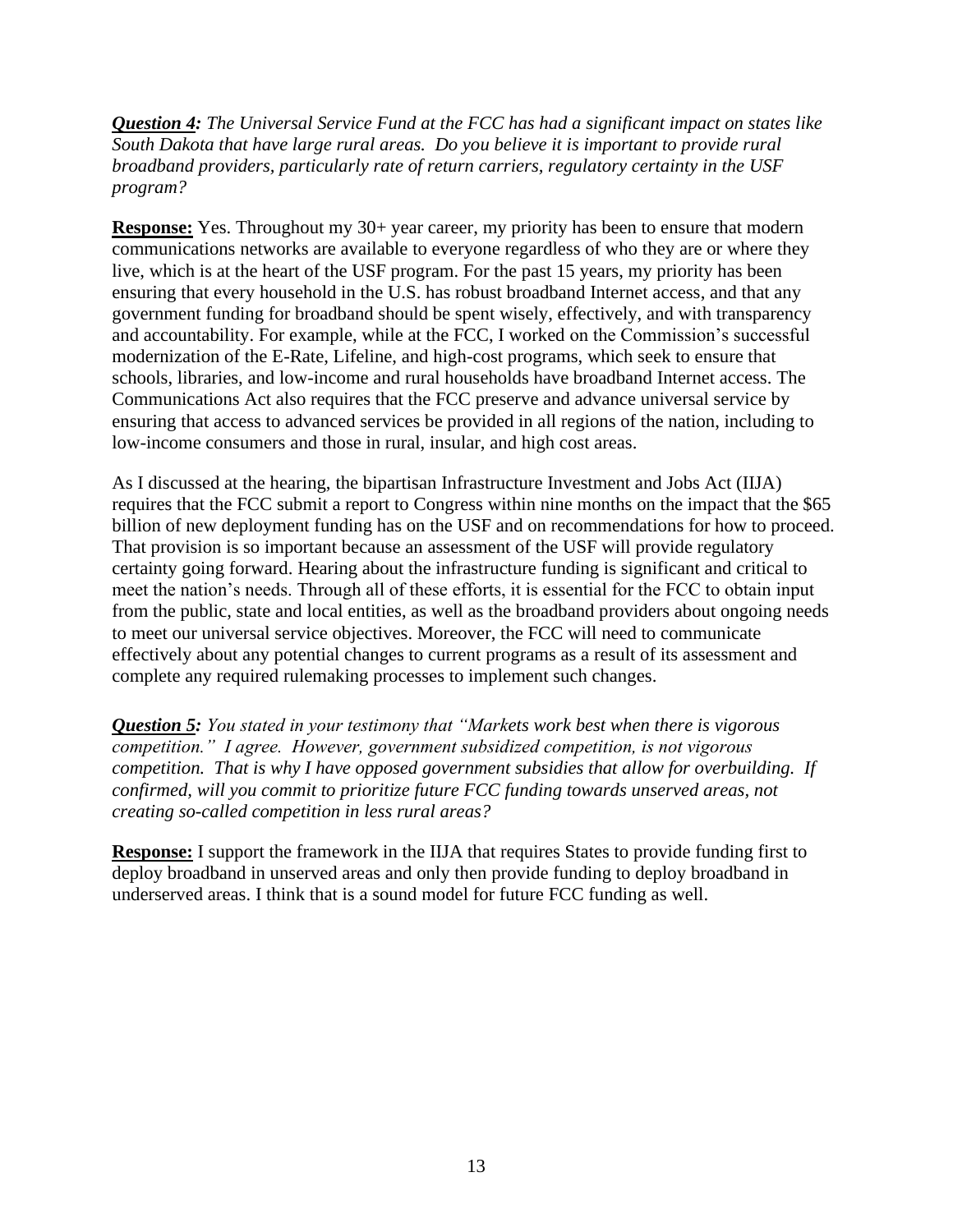***<u>Question 4</u>:*** *The Universal Service Fund at the FCC has had a significant impact on states like South Dakota that have large rural areas. Do you believe it is important to provide rural broadband providers, particularly rate of return carriers, regulatory certainty in the USF program?*

**<u>Response:</u>** Yes. Throughout my 30+ year career, my priority has been to ensure that modern communications networks are available to everyone regardless of who they are or where they live, which is at the heart of the USF program. For the past 15 years, my priority has been ensuring that every household in the U.S. has robust broadband Internet access, and that any government funding for broadband should be spent wisely, effectively, and with transparency and accountability. For example, while at the FCC, I worked on the Commission's successful modernization of the E-Rate, Lifeline, and high-cost programs, which seek to ensure that schools, libraries, and low-income and rural households have broadband Internet access. The Communications Act also requires that the FCC preserve and advance universal service by ensuring that access to advanced services be provided in all regions of the nation, including to low-income consumers and those in rural, insular, and high cost areas.

As I discussed at the hearing, the bipartisan Infrastructure Investment and Jobs Act (IIJA) requires that the FCC submit a report to Congress within nine months on the impact that the $65 billion of new deployment funding has on the USF and on recommendations for how to proceed. That provision is so important because an assessment of the USF will provide regulatory certainty going forward. Hearing about the infrastructure funding is significant and critical to meet the nation's needs. Through all of these efforts, it is essential for the FCC to obtain input from the public, state and local entities, as well as the broadband providers about ongoing needs to meet our universal service objectives. Moreover, the FCC will need to communicate effectively about any potential changes to current programs as a result of its assessment and complete any required rulemaking processes to implement such changes.

***<u>Question 5</u>:*** *You stated in your testimony that "Markets work best when there is vigorous competition." I agree. However, government subsidized competition, is not vigorous competition. That is why I have opposed government subsidies that allow for overbuilding. If confirmed, will you commit to prioritize future FCC funding towards unserved areas, not creating so-called competition in less rural areas?*

**<u>Response:</u>** I support the framework in the IIJA that requires States to provide funding first to deploy broadband in unserved areas and only then provide funding to deploy broadband in underserved areas. I think that is a sound model for future FCC funding as well.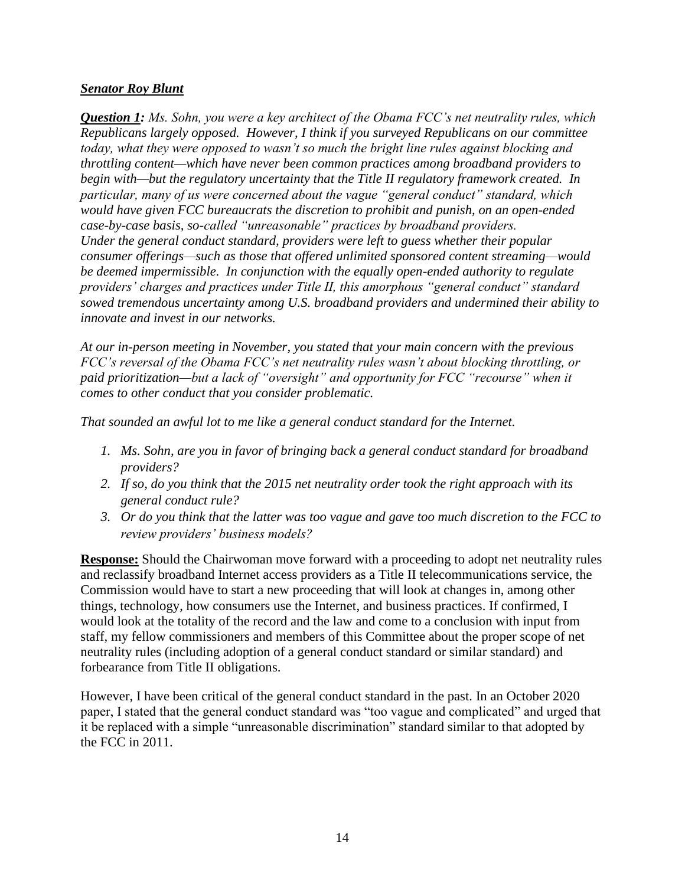***Senator Roy Blunt***

***Question 1:*** *Ms. Sohn, you were a key architect of the Obama FCC's net neutrality rules, which Republicans largely opposed. However, I think if you surveyed Republicans on our committee today, what they were opposed to wasn't so much the bright line rules against blocking and throttling content—which have never been common practices among broadband providers to begin with—but the regulatory uncertainty that the Title II regulatory framework created. In particular, many of us were concerned about the vague "general conduct" standard, which would have given FCC bureaucrats the discretion to prohibit and punish, on an open-ended case-by-case basis, so-called "unreasonable" practices by broadband providers. Under the general conduct standard, providers were left to guess whether their popular consumer offerings—such as those that offered unlimited sponsored content streaming—would be deemed impermissible. In conjunction with the equally open-ended authority to regulate providers' charges and practices under Title II, this amorphous "general conduct" standard sowed tremendous uncertainty among U.S. broadband providers and undermined their ability to innovate and invest in our networks.*

*At our in-person meeting in November, you stated that your main concern with the previous FCC's reversal of the Obama FCC's net neutrality rules wasn't about blocking throttling, or paid prioritization—but a lack of "oversight" and opportunity for FCC "recourse" when it comes to other conduct that you consider problematic.*

*That sounded an awful lot to me like a general conduct standard for the Internet.*

1. *Ms. Sohn, are you in favor of bringing back a general conduct standard for broadband providers?*
2. *If so, do you think that the 2015 net neutrality order took the right approach with its general conduct rule?*
3. *Or do you think that the latter was too vague and gave too much discretion to the FCC to review providers' business models?*

**Response:** Should the Chairwoman move forward with a proceeding to adopt net neutrality rules and reclassify broadband Internet access providers as a Title II telecommunications service, the Commission would have to start a new proceeding that will look at changes in, among other things, technology, how consumers use the Internet, and business practices. If confirmed, I would look at the totality of the record and the law and come to a conclusion with input from staff, my fellow commissioners and members of this Committee about the proper scope of net neutrality rules (including adoption of a general conduct standard or similar standard) and forbearance from Title II obligations.

However, I have been critical of the general conduct standard in the past. In an October 2020 paper, I stated that the general conduct standard was "too vague and complicated" and urged that it be replaced with a simple "unreasonable discrimination" standard similar to that adopted by the FCC in 2011.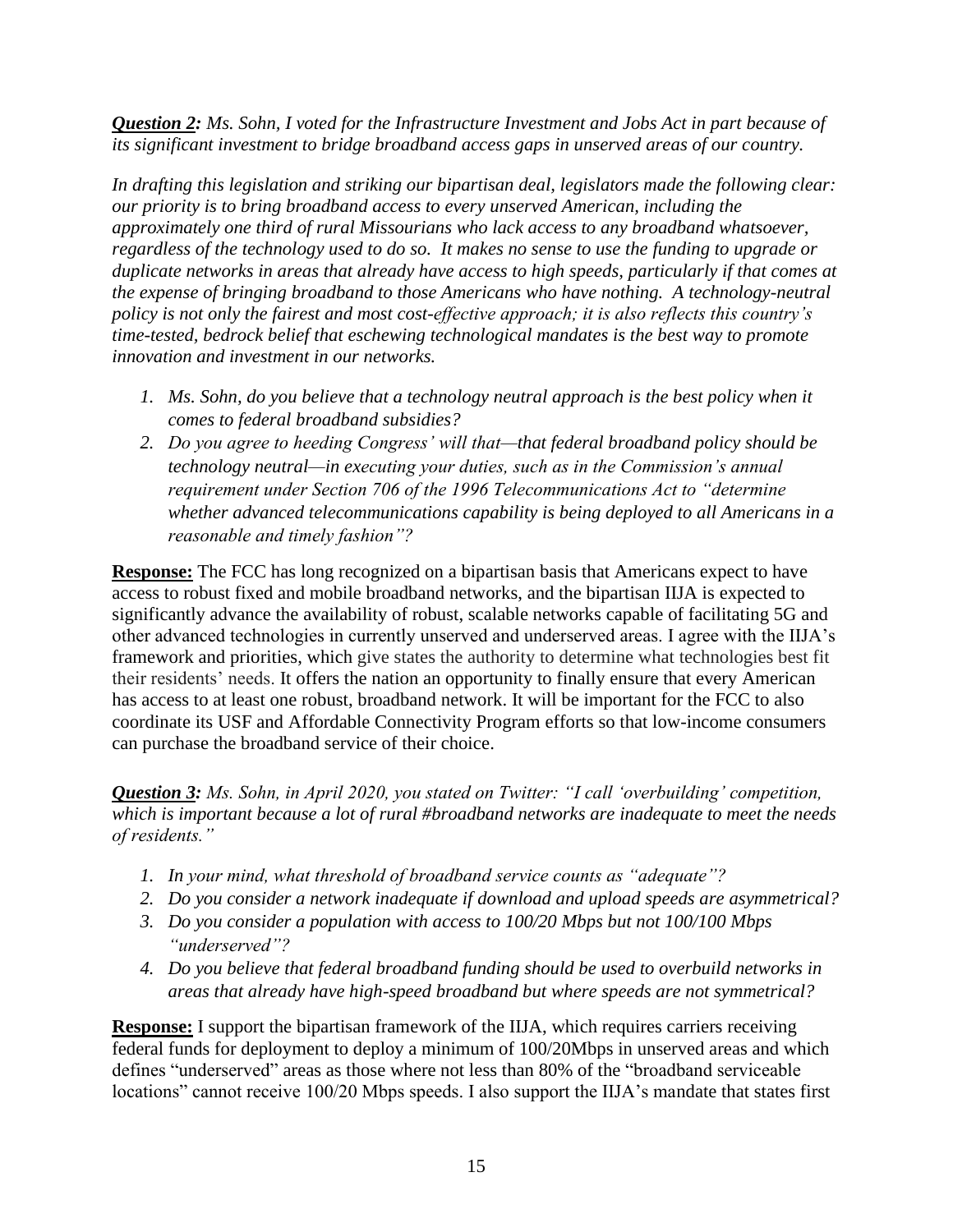***Question 2:*** *Ms. Sohn, I voted for the Infrastructure Investment and Jobs Act in part because of its significant investment to bridge broadband access gaps in unserved areas of our country.*

*In drafting this legislation and striking our bipartisan deal, legislators made the following clear: our priority is to bring broadband access to every unserved American, including the approximately one third of rural Missourians who lack access to any broadband whatsoever, regardless of the technology used to do so. It makes no sense to use the funding to upgrade or duplicate networks in areas that already have access to high speeds, particularly if that comes at the expense of bringing broadband to those Americans who have nothing. A technology-neutral policy is not only the fairest and most cost-effective approach; it is also reflects this country's time-tested, bedrock belief that eschewing technological mandates is the best way to promote innovation and investment in our networks.*

1. *Ms. Sohn, do you believe that a technology neutral approach is the best policy when it comes to federal broadband subsidies?*
2. *Do you agree to heeding Congress' will that—that federal broadband policy should be technology neutral—in executing your duties, such as in the Commission's annual requirement under Section 706 of the 1996 Telecommunications Act to "determine whether advanced telecommunications capability is being deployed to all Americans in a reasonable and timely fashion"?*

**Response:** The FCC has long recognized on a bipartisan basis that Americans expect to have access to robust fixed and mobile broadband networks, and the bipartisan IIJA is expected to significantly advance the availability of robust, scalable networks capable of facilitating 5G and other advanced technologies in currently unserved and underserved areas. I agree with the IIJA's framework and priorities, which give states the authority to determine what technologies best fit their residents' needs. It offers the nation an opportunity to finally ensure that every American has access to at least one robust, broadband network. It will be important for the FCC to also coordinate its USF and Affordable Connectivity Program efforts so that low-income consumers can purchase the broadband service of their choice.

***Question 3:*** *Ms. Sohn, in April 2020, you stated on Twitter: "I call 'overbuilding' competition, which is important because a lot of rural #broadband networks are inadequate to meet the needs of residents."*

1. *In your mind, what threshold of broadband service counts as "adequate"?*
2. *Do you consider a network inadequate if download and upload speeds are asymmetrical?*
3. *Do you consider a population with access to 100/20 Mbps but not 100/100 Mbps "underserved"?*
4. *Do you believe that federal broadband funding should be used to overbuild networks in areas that already have high-speed broadband but where speeds are not symmetrical?*

**Response:** I support the bipartisan framework of the IIJA, which requires carriers receiving federal funds for deployment to deploy a minimum of 100/20Mbps in unserved areas and which defines "underserved" areas as those where not less than 80% of the "broadband serviceable locations" cannot receive 100/20 Mbps speeds. I also support the IIJA's mandate that states first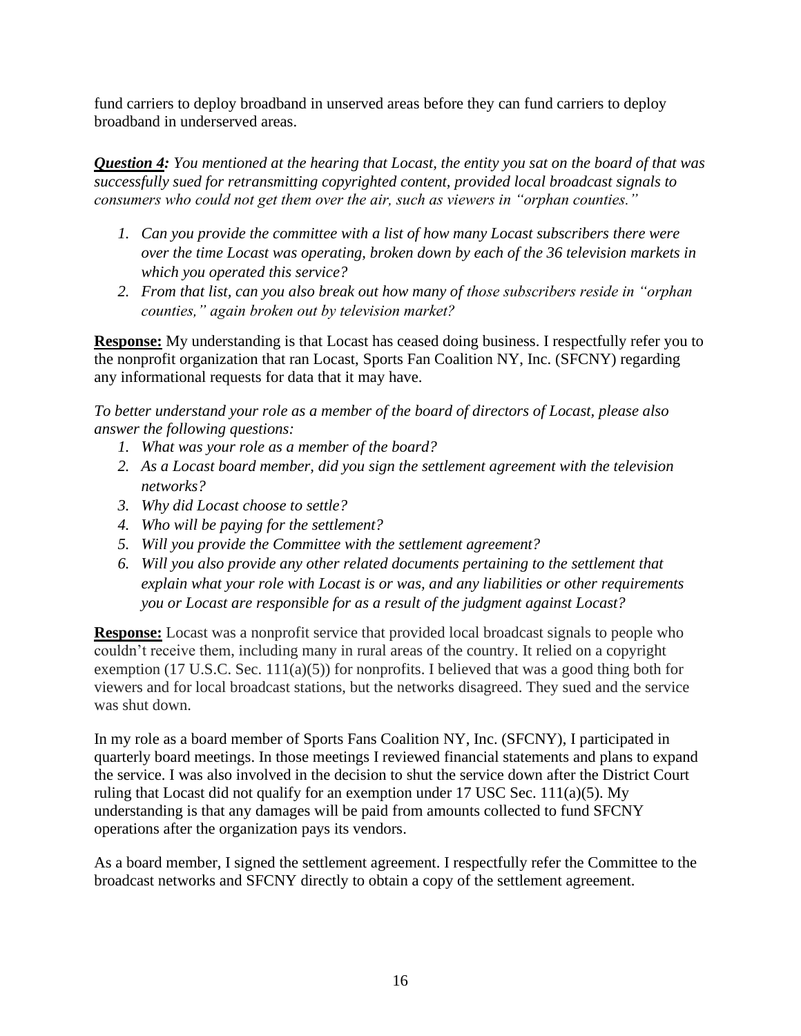fund carriers to deploy broadband in unserved areas before they can fund carriers to deploy broadband in underserved areas.

***<u>Question 4</u>:*** *You mentioned at the hearing that Locast, the entity you sat on the board of that was successfully sued for retransmitting copyrighted content, provided local broadcast signals to consumers who could not get them over the air, such as viewers in "orphan counties."*

1. *Can you provide the committee with a list of how many Locast subscribers there were over the time Locast was operating, broken down by each of the 36 television markets in which you operated this service?*
2. *From that list, can you also break out how many of those subscribers reside in "orphan counties," again broken out by television market?*

**<u>Response:</u>** My understanding is that Locast has ceased doing business. I respectfully refer you to the nonprofit organization that ran Locast, Sports Fan Coalition NY, Inc. (SFCNY) regarding any informational requests for data that it may have.

*To better understand your role as a member of the board of directors of Locast, please also answer the following questions:*

1. *What was your role as a member of the board?*
2. *As a Locast board member, did you sign the settlement agreement with the television networks?*
3. *Why did Locast choose to settle?*
4. *Who will be paying for the settlement?*
5. *Will you provide the Committee with the settlement agreement?*
6. *Will you also provide any other related documents pertaining to the settlement that explain what your role with Locast is or was, and any liabilities or other requirements you or Locast are responsible for as a result of the judgment against Locast?*

**<u>Response:</u>** Locast was a nonprofit service that provided local broadcast signals to people who couldn't receive them, including many in rural areas of the country. It relied on a copyright exemption (17 U.S.C. Sec. 111(a)(5)) for nonprofits. I believed that was a good thing both for viewers and for local broadcast stations, but the networks disagreed. They sued and the service was shut down.

In my role as a board member of Sports Fans Coalition NY, Inc. (SFCNY), I participated in quarterly board meetings. In those meetings I reviewed financial statements and plans to expand the service. I was also involved in the decision to shut the service down after the District Court ruling that Locast did not qualify for an exemption under 17 USC Sec. 111(a)(5). My understanding is that any damages will be paid from amounts collected to fund SFCNY operations after the organization pays its vendors.

As a board member, I signed the settlement agreement. I respectfully refer the Committee to the broadcast networks and SFCNY directly to obtain a copy of the settlement agreement.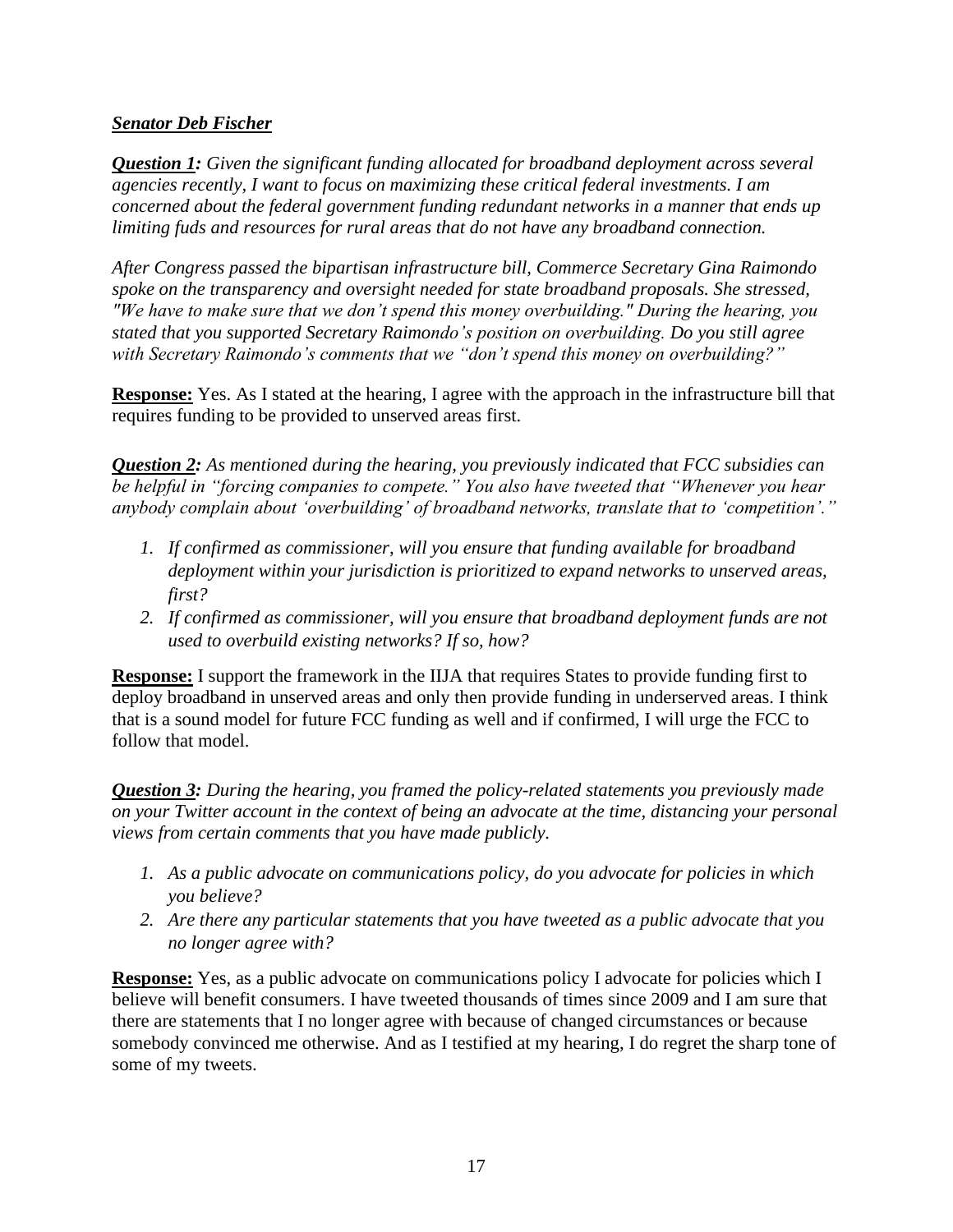***Senator Deb Fischer***

***Question 1:*** *Given the significant funding allocated for broadband deployment across several agencies recently, I want to focus on maximizing these critical federal investments. I am concerned about the federal government funding redundant networks in a manner that ends up limiting fuds and resources for rural areas that do not have any broadband connection.*

*After Congress passed the bipartisan infrastructure bill, Commerce Secretary Gina Raimondo spoke on the transparency and oversight needed for state broadband proposals. She stressed, "We have to make sure that we don't spend this money overbuilding." During the hearing, you stated that you supported Secretary Raimondo's position on overbuilding. Do you still agree with Secretary Raimondo's comments that we "don't spend this money on overbuilding?"*

**Response:** Yes. As I stated at the hearing, I agree with the approach in the infrastructure bill that requires funding to be provided to unserved areas first.

***Question 2:*** *As mentioned during the hearing, you previously indicated that FCC subsidies can be helpful in "forcing companies to compete." You also have tweeted that "Whenever you hear anybody complain about 'overbuilding' of broadband networks, translate that to 'competition'."*

1. *If confirmed as commissioner, will you ensure that funding available for broadband deployment within your jurisdiction is prioritized to expand networks to unserved areas, first?*
2. *If confirmed as commissioner, will you ensure that broadband deployment funds are not used to overbuild existing networks? If so, how?*

**Response:** I support the framework in the IIJA that requires States to provide funding first to deploy broadband in unserved areas and only then provide funding in underserved areas. I think that is a sound model for future FCC funding as well and if confirmed, I will urge the FCC to follow that model.

***Question 3:*** *During the hearing, you framed the policy-related statements you previously made on your Twitter account in the context of being an advocate at the time, distancing your personal views from certain comments that you have made publicly.*

1. *As a public advocate on communications policy, do you advocate for policies in which you believe?*
2. *Are there any particular statements that you have tweeted as a public advocate that you no longer agree with?*

**Response:** Yes, as a public advocate on communications policy I advocate for policies which I believe will benefit consumers. I have tweeted thousands of times since 2009 and I am sure that there are statements that I no longer agree with because of changed circumstances or because somebody convinced me otherwise. And as I testified at my hearing, I do regret the sharp tone of some of my tweets.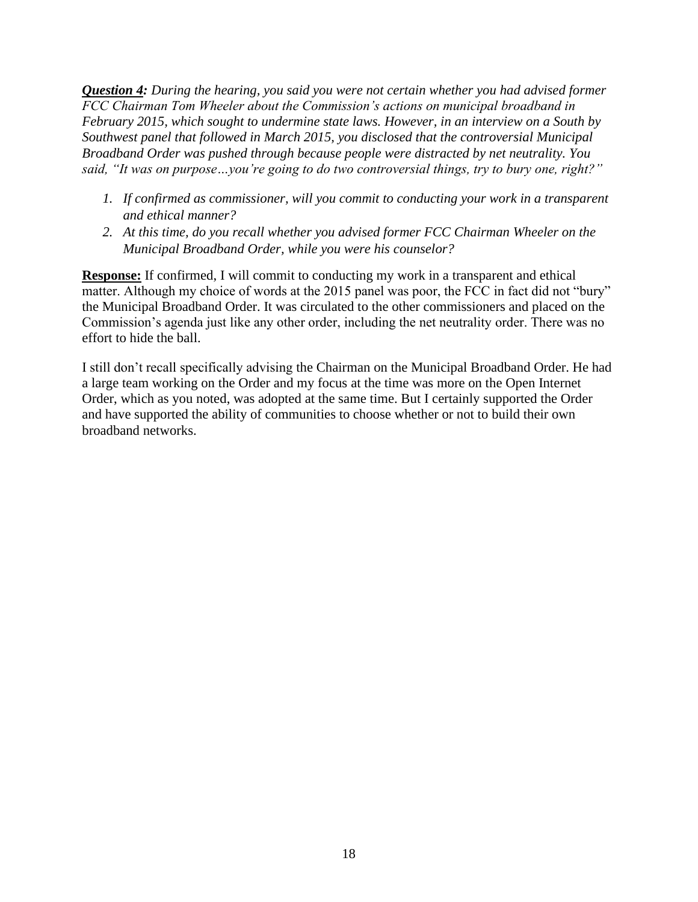***<u>Question 4</u>:*** *During the hearing, you said you were not certain whether you had advised former FCC Chairman Tom Wheeler about the Commission's actions on municipal broadband in February 2015, which sought to undermine state laws. However, in an interview on a South by Southwest panel that followed in March 2015, you disclosed that the controversial Municipal Broadband Order was pushed through because people were distracted by net neutrality. You said, "It was on purpose…you're going to do two controversial things, try to bury one, right?"*

1. *If confirmed as commissioner, will you commit to conducting your work in a transparent and ethical manner?*
2. *At this time, do you recall whether you advised former FCC Chairman Wheeler on the Municipal Broadband Order, while you were his counselor?*

**<u>Response:</u>** If confirmed, I will commit to conducting my work in a transparent and ethical matter. Although my choice of words at the 2015 panel was poor, the FCC in fact did not "bury" the Municipal Broadband Order. It was circulated to the other commissioners and placed on the Commission's agenda just like any other order, including the net neutrality order. There was no effort to hide the ball.

I still don't recall specifically advising the Chairman on the Municipal Broadband Order. He had a large team working on the Order and my focus at the time was more on the Open Internet Order, which as you noted, was adopted at the same time. But I certainly supported the Order and have supported the ability of communities to choose whether or not to build their own broadband networks.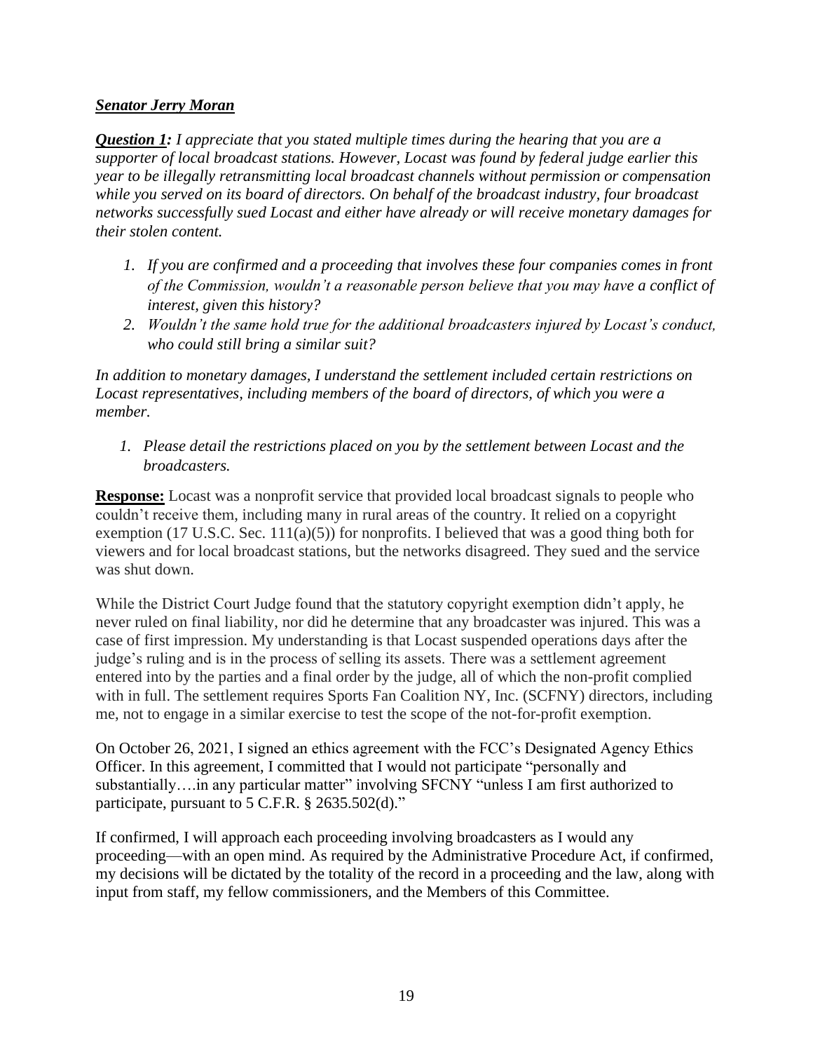***Senator Jerry Moran***

***Question 1:*** *I appreciate that you stated multiple times during the hearing that you are a supporter of local broadcast stations. However, Locast was found by federal judge earlier this year to be illegally retransmitting local broadcast channels without permission or compensation while you served on its board of directors. On behalf of the broadcast industry, four broadcast networks successfully sued Locast and either have already or will receive monetary damages for their stolen content.*

1. *If you are confirmed and a proceeding that involves these four companies comes in front of the Commission, wouldn't a reasonable person believe that you may have a conflict of interest, given this history?*
2. *Wouldn't the same hold true for the additional broadcasters injured by Locast's conduct, who could still bring a similar suit?*

*In addition to monetary damages, I understand the settlement included certain restrictions on Locast representatives, including members of the board of directors, of which you were a member.*

1. *Please detail the restrictions placed on you by the settlement between Locast and the broadcasters.*

**Response:** Locast was a nonprofit service that provided local broadcast signals to people who couldn't receive them, including many in rural areas of the country. It relied on a copyright exemption (17 U.S.C. Sec. 111(a)(5)) for nonprofits. I believed that was a good thing both for viewers and for local broadcast stations, but the networks disagreed. They sued and the service was shut down.

While the District Court Judge found that the statutory copyright exemption didn't apply, he never ruled on final liability, nor did he determine that any broadcaster was injured. This was a case of first impression. My understanding is that Locast suspended operations days after the judge's ruling and is in the process of selling its assets. There was a settlement agreement entered into by the parties and a final order by the judge, all of which the non-profit complied with in full. The settlement requires Sports Fan Coalition NY, Inc. (SCFNY) directors, including me, not to engage in a similar exercise to test the scope of the not-for-profit exemption.

On October 26, 2021, I signed an ethics agreement with the FCC's Designated Agency Ethics Officer. In this agreement, I committed that I would not participate "personally and substantially….in any particular matter" involving SFCNY "unless I am first authorized to participate, pursuant to 5 C.F.R. § 2635.502(d)."

If confirmed, I will approach each proceeding involving broadcasters as I would any proceeding—with an open mind. As required by the Administrative Procedure Act, if confirmed, my decisions will be dictated by the totality of the record in a proceeding and the law, along with input from staff, my fellow commissioners, and the Members of this Committee.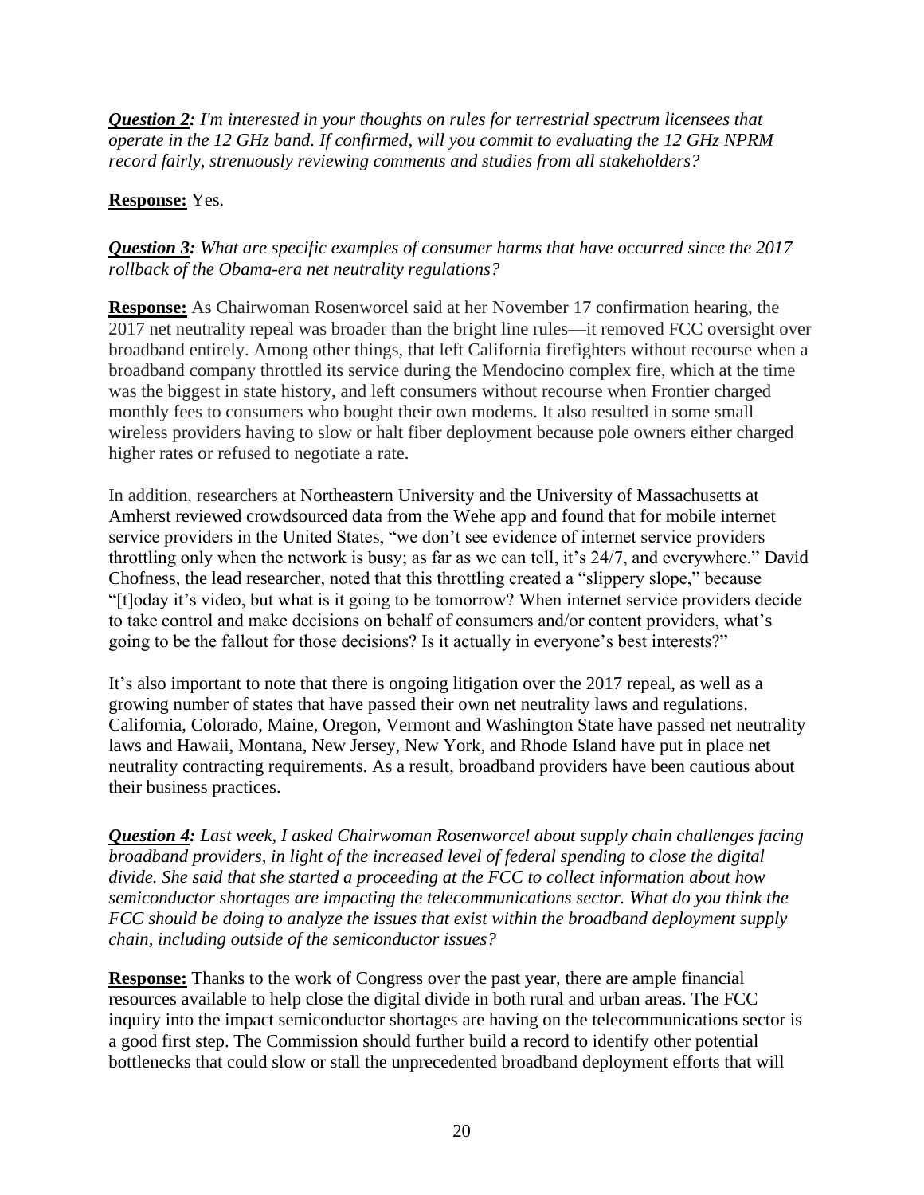***Question 2:*** *I'm interested in your thoughts on rules for terrestrial spectrum licensees that operate in the 12 GHz band. If confirmed, will you commit to evaluating the 12 GHz NPRM record fairly, strenuously reviewing comments and studies from all stakeholders?*

**Response:** Yes.

***Question 3:*** *What are specific examples of consumer harms that have occurred since the 2017 rollback of the Obama-era net neutrality regulations?*

**Response:** As Chairwoman Rosenworcel said at her November 17 confirmation hearing, the 2017 net neutrality repeal was broader than the bright line rules—it removed FCC oversight over broadband entirely. Among other things, that left California firefighters without recourse when a broadband company throttled its service during the Mendocino complex fire, which at the time was the biggest in state history, and left consumers without recourse when Frontier charged monthly fees to consumers who bought their own modems. It also resulted in some small wireless providers having to slow or halt fiber deployment because pole owners either charged higher rates or refused to negotiate a rate.

In addition, researchers at Northeastern University and the University of Massachusetts at Amherst reviewed crowdsourced data from the Wehe app and found that for mobile internet service providers in the United States, "we don't see evidence of internet service providers throttling only when the network is busy; as far as we can tell, it's 24/7, and everywhere." David Chofness, the lead researcher, noted that this throttling created a "slippery slope," because "[t]oday it's video, but what is it going to be tomorrow? When internet service providers decide to take control and make decisions on behalf of consumers and/or content providers, what's going to be the fallout for those decisions? Is it actually in everyone's best interests?"

It's also important to note that there is ongoing litigation over the 2017 repeal, as well as a growing number of states that have passed their own net neutrality laws and regulations. California, Colorado, Maine, Oregon, Vermont and Washington State have passed net neutrality laws and Hawaii, Montana, New Jersey, New York, and Rhode Island have put in place net neutrality contracting requirements. As a result, broadband providers have been cautious about their business practices.

***Question 4:*** *Last week, I asked Chairwoman Rosenworcel about supply chain challenges facing broadband providers, in light of the increased level of federal spending to close the digital divide. She said that she started a proceeding at the FCC to collect information about how semiconductor shortages are impacting the telecommunications sector. What do you think the FCC should be doing to analyze the issues that exist within the broadband deployment supply chain, including outside of the semiconductor issues?*

**Response:** Thanks to the work of Congress over the past year, there are ample financial resources available to help close the digital divide in both rural and urban areas. The FCC inquiry into the impact semiconductor shortages are having on the telecommunications sector is a good first step. The Commission should further build a record to identify other potential bottlenecks that could slow or stall the unprecedented broadband deployment efforts that will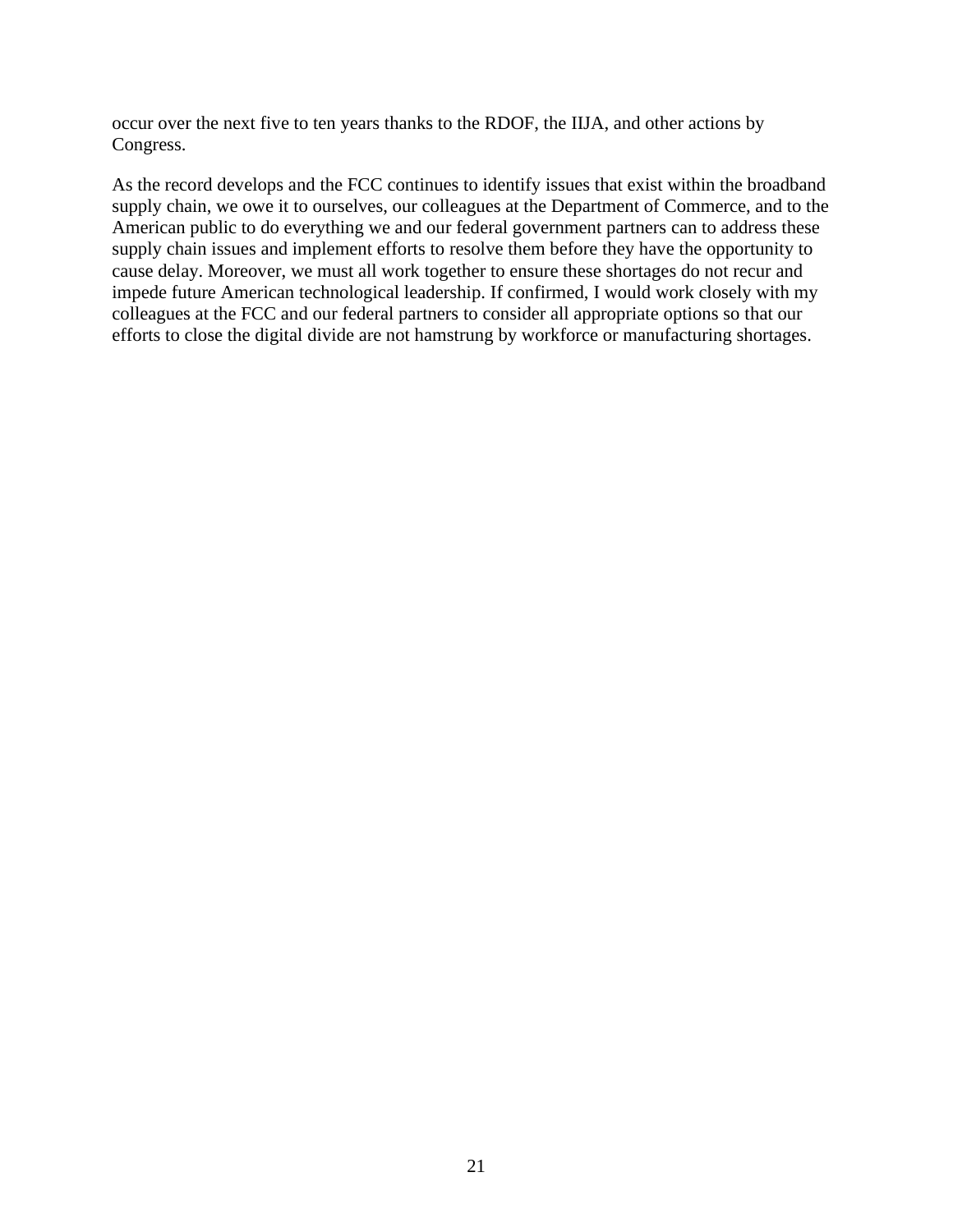occur over the next five to ten years thanks to the RDOF, the IIJA, and other actions by Congress.

As the record develops and the FCC continues to identify issues that exist within the broadband supply chain, we owe it to ourselves, our colleagues at the Department of Commerce, and to the American public to do everything we and our federal government partners can to address these supply chain issues and implement efforts to resolve them before they have the opportunity to cause delay. Moreover, we must all work together to ensure these shortages do not recur and impede future American technological leadership. If confirmed, I would work closely with my colleagues at the FCC and our federal partners to consider all appropriate options so that our efforts to close the digital divide are not hamstrung by workforce or manufacturing shortages.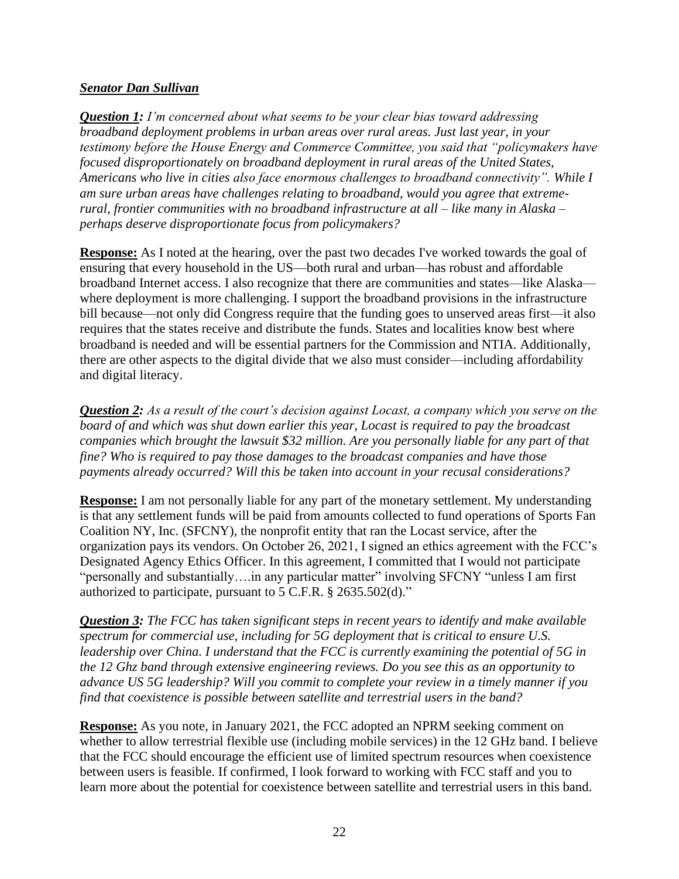***<u>Senator Dan Sullivan</u>***

***<u>Question 1</u>:*** *I'm concerned about what seems to be your clear bias toward addressing broadband deployment problems in urban areas over rural areas. Just last year, in your testimony before the House Energy and Commerce Committee, you said that "policymakers have focused disproportionately on broadband deployment in rural areas of the United States, Americans who live in cities also face enormous challenges to broadband connectivity". While I am sure urban areas have challenges relating to broadband, would you agree that extreme-rural, frontier communities with no broadband infrastructure at all – like many in Alaska – perhaps deserve disproportionate focus from policymakers?*

**<u>Response:</u>** As I noted at the hearing, over the past two decades I've worked towards the goal of ensuring that every household in the US—both rural and urban—has robust and affordable broadband Internet access. I also recognize that there are communities and states—like Alaska—where deployment is more challenging. I support the broadband provisions in the infrastructure bill because—not only did Congress require that the funding goes to unserved areas first—it also requires that the states receive and distribute the funds. States and localities know best where broadband is needed and will be essential partners for the Commission and NTIA. Additionally, there are other aspects to the digital divide that we also must consider—including affordability and digital literacy.

***<u>Question 2</u>:*** *As a result of the court's decision against Locast, a company which you serve on the board of and which was shut down earlier this year, Locast is required to pay the broadcast companies which brought the lawsuit $32 million. Are you personally liable for any part of that fine? Who is required to pay those damages to the broadcast companies and have those payments already occurred? Will this be taken into account in your recusal considerations?*

**<u>Response:</u>** I am not personally liable for any part of the monetary settlement. My understanding is that any settlement funds will be paid from amounts collected to fund operations of Sports Fan Coalition NY, Inc. (SFCNY), the nonprofit entity that ran the Locast service, after the organization pays its vendors. On October 26, 2021, I signed an ethics agreement with the FCC's Designated Agency Ethics Officer. In this agreement, I committed that I would not participate "personally and substantially….in any particular matter" involving SFCNY "unless I am first authorized to participate, pursuant to 5 C.F.R. § 2635.502(d)."

***<u>Question 3</u>:*** *The FCC has taken significant steps in recent years to identify and make available spectrum for commercial use, including for 5G deployment that is critical to ensure U.S. leadership over China. I understand that the FCC is currently examining the potential of 5G in the 12 Ghz band through extensive engineering reviews. Do you see this as an opportunity to advance US 5G leadership? Will you commit to complete your review in a timely manner if you find that coexistence is possible between satellite and terrestrial users in the band?*

**<u>Response:</u>** As you note, in January 2021, the FCC adopted an NPRM seeking comment on whether to allow terrestrial flexible use (including mobile services) in the 12 GHz band. I believe that the FCC should encourage the efficient use of limited spectrum resources when coexistence between users is feasible. If confirmed, I look forward to working with FCC staff and you to learn more about the potential for coexistence between satellite and terrestrial users in this band.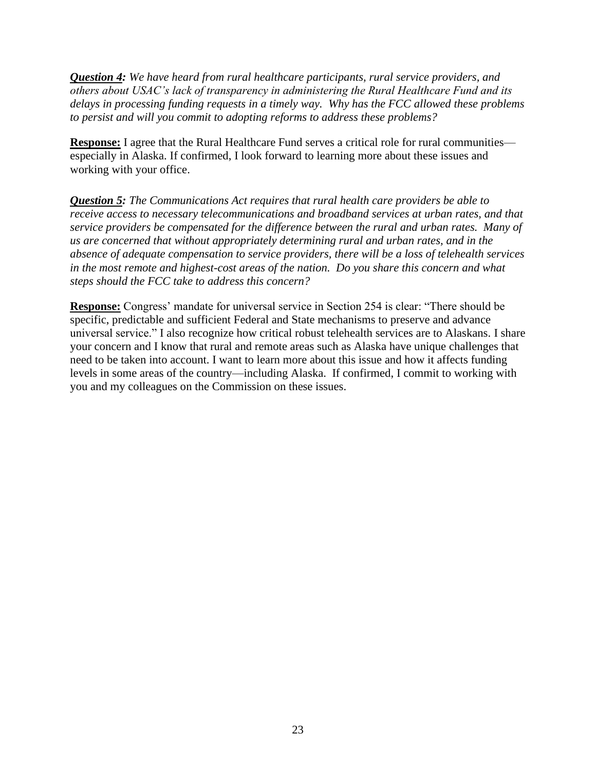***Question 4:*** *We have heard from rural healthcare participants, rural service providers, and others about USAC's lack of transparency in administering the Rural Healthcare Fund and its delays in processing funding requests in a timely way. Why has the FCC allowed these problems to persist and will you commit to adopting reforms to address these problems?*

**Response:** I agree that the Rural Healthcare Fund serves a critical role for rural communities—especially in Alaska. If confirmed, I look forward to learning more about these issues and working with your office.

***Question 5:*** *The Communications Act requires that rural health care providers be able to receive access to necessary telecommunications and broadband services at urban rates, and that service providers be compensated for the difference between the rural and urban rates. Many of us are concerned that without appropriately determining rural and urban rates, and in the absence of adequate compensation to service providers, there will be a loss of telehealth services in the most remote and highest-cost areas of the nation. Do you share this concern and what steps should the FCC take to address this concern?*

**Response:** Congress' mandate for universal service in Section 254 is clear: "There should be specific, predictable and sufficient Federal and State mechanisms to preserve and advance universal service." I also recognize how critical robust telehealth services are to Alaskans. I share your concern and I know that rural and remote areas such as Alaska have unique challenges that need to be taken into account. I want to learn more about this issue and how it affects funding levels in some areas of the country—including Alaska. If confirmed, I commit to working with you and my colleagues on the Commission on these issues.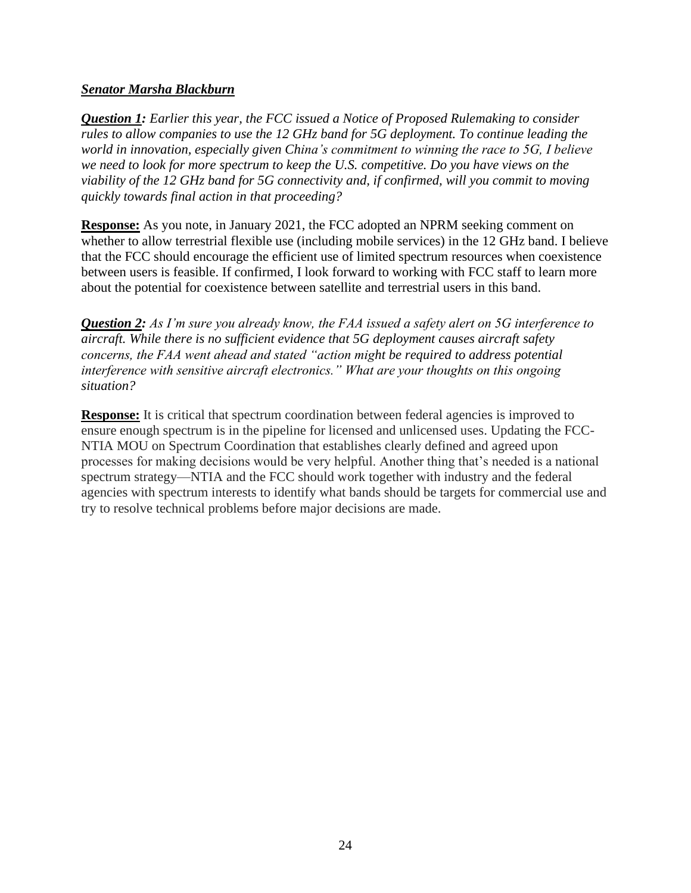***Senator Marsha Blackburn***

***Question 1:*** *Earlier this year, the FCC issued a Notice of Proposed Rulemaking to consider rules to allow companies to use the 12 GHz band for 5G deployment. To continue leading the world in innovation, especially given China's commitment to winning the race to 5G, I believe we need to look for more spectrum to keep the U.S. competitive. Do you have views on the viability of the 12 GHz band for 5G connectivity and, if confirmed, will you commit to moving quickly towards final action in that proceeding?*

**Response:** As you note, in January 2021, the FCC adopted an NPRM seeking comment on whether to allow terrestrial flexible use (including mobile services) in the 12 GHz band. I believe that the FCC should encourage the efficient use of limited spectrum resources when coexistence between users is feasible. If confirmed, I look forward to working with FCC staff to learn more about the potential for coexistence between satellite and terrestrial users in this band.

***Question 2:*** *As I'm sure you already know, the FAA issued a safety alert on 5G interference to aircraft. While there is no sufficient evidence that 5G deployment causes aircraft safety concerns, the FAA went ahead and stated "action might be required to address potential interference with sensitive aircraft electronics." What are your thoughts on this ongoing situation?*

**Response:** It is critical that spectrum coordination between federal agencies is improved to ensure enough spectrum is in the pipeline for licensed and unlicensed uses. Updating the FCC-NTIA MOU on Spectrum Coordination that establishes clearly defined and agreed upon processes for making decisions would be very helpful. Another thing that's needed is a national spectrum strategy—NTIA and the FCC should work together with industry and the federal agencies with spectrum interests to identify what bands should be targets for commercial use and try to resolve technical problems before major decisions are made.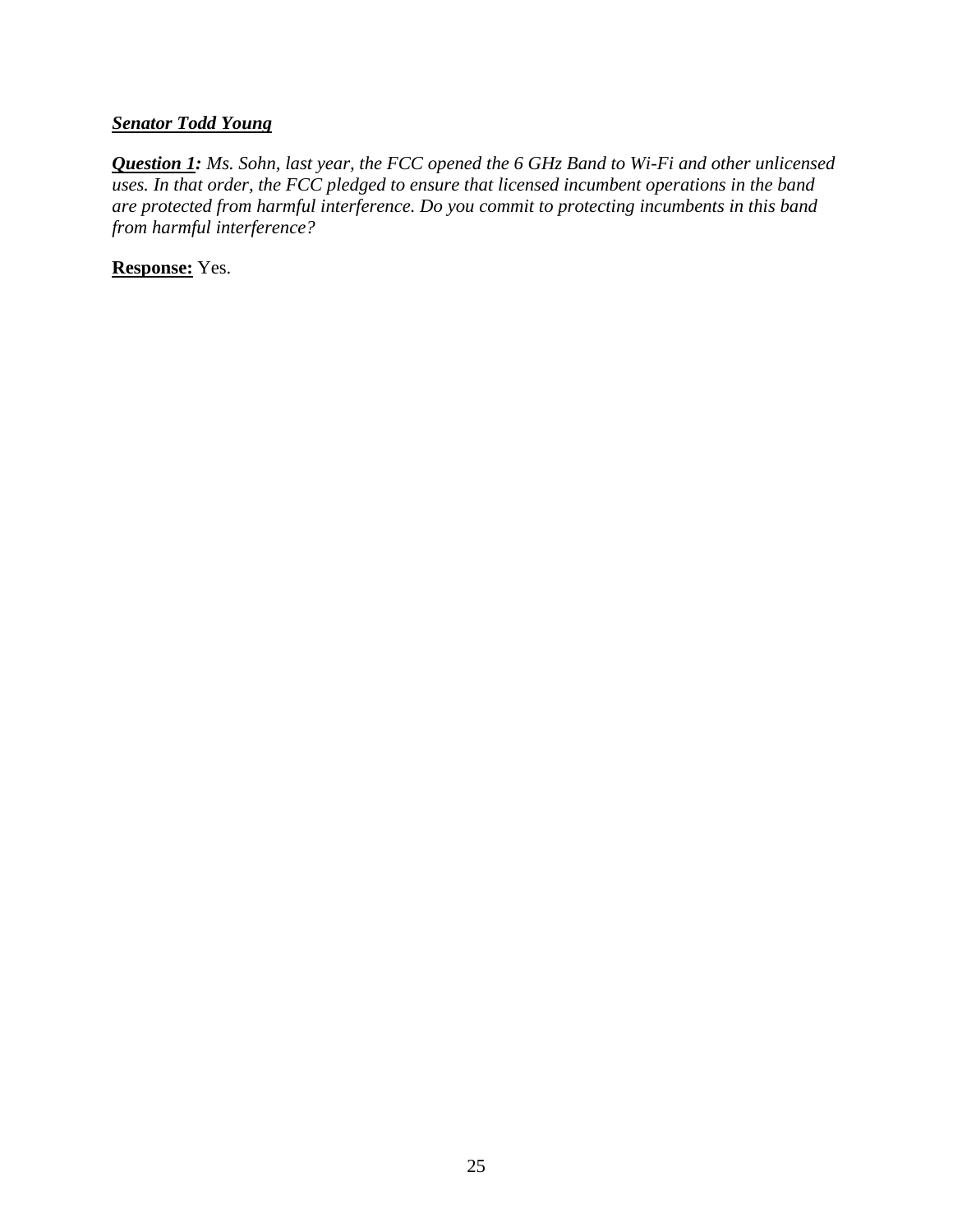***<u>Senator Todd Young</u>***

***<u>Question 1</u>:*** *Ms. Sohn, last year, the FCC opened the 6 GHz Band to Wi-Fi and other unlicensed uses. In that order, the FCC pledged to ensure that licensed incumbent operations in the band are protected from harmful interference. Do you commit to protecting incumbents in this band from harmful interference?*

**<u>Response:</u>** Yes.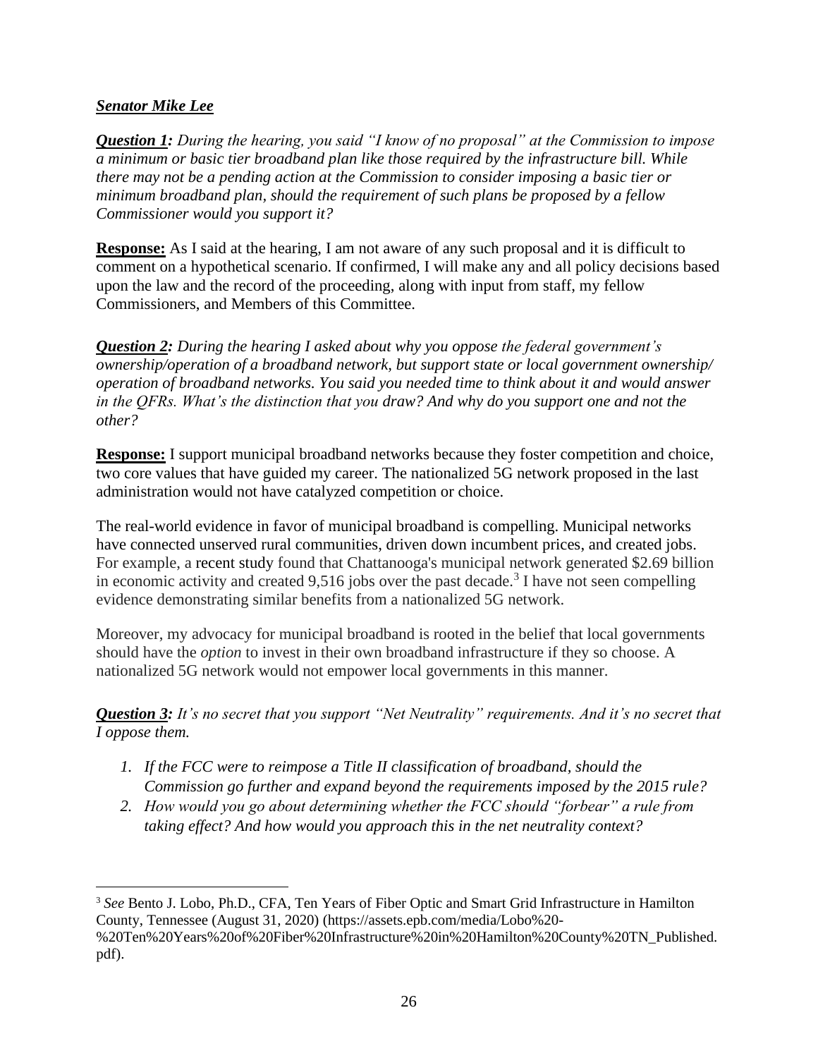***Senator Mike Lee***

***Question 1:*** *During the hearing, you said "I know of no proposal" at the Commission to impose a minimum or basic tier broadband plan like those required by the infrastructure bill. While there may not be a pending action at the Commission to consider imposing a basic tier or minimum broadband plan, should the requirement of such plans be proposed by a fellow Commissioner would you support it?*

**Response:** As I said at the hearing, I am not aware of any such proposal and it is difficult to comment on a hypothetical scenario. If confirmed, I will make any and all policy decisions based upon the law and the record of the proceeding, along with input from staff, my fellow Commissioners, and Members of this Committee.

***Question 2:*** *During the hearing I asked about why you oppose the federal government's ownership/operation of a broadband network, but support state or local government ownership/ operation of broadband networks. You said you needed time to think about it and would answer in the QFRs. What's the distinction that you draw? And why do you support one and not the other?*

**Response:** I support municipal broadband networks because they foster competition and choice, two core values that have guided my career. The nationalized 5G network proposed in the last administration would not have catalyzed competition or choice.

The real-world evidence in favor of municipal broadband is compelling. Municipal networks have connected unserved rural communities, driven down incumbent prices, and created jobs. For example, a recent study found that Chattanooga's municipal network generated $2.69 billion in economic activity and created 9,516 jobs over the past decade.[3] I have not seen compelling evidence demonstrating similar benefits from a nationalized 5G network.

Moreover, my advocacy for municipal broadband is rooted in the belief that local governments should have the *option* to invest in their own broadband infrastructure if they so choose. A nationalized 5G network would not empower local governments in this manner.

***Question 3:*** *It's no secret that you support "Net Neutrality" requirements. And it's no secret that I oppose them.*

1. *If the FCC were to reimpose a Title II classification of broadband, should the Commission go further and expand beyond the requirements imposed by the 2015 rule?*
2. *How would you go about determining whether the FCC should "forbear" a rule from taking effect? And how would you approach this in the net neutrality context?*

---

[3] *See* Bento J. Lobo, Ph.D., CFA, Ten Years of Fiber Optic and Smart Grid Infrastructure in Hamilton County, Tennessee (August 31, 2020) (https://assets.epb.com/media/Lobo%20-%20Ten%20Years%20of%20Fiber%20Infrastructure%20in%20Hamilton%20County%20TN_Published.pdf).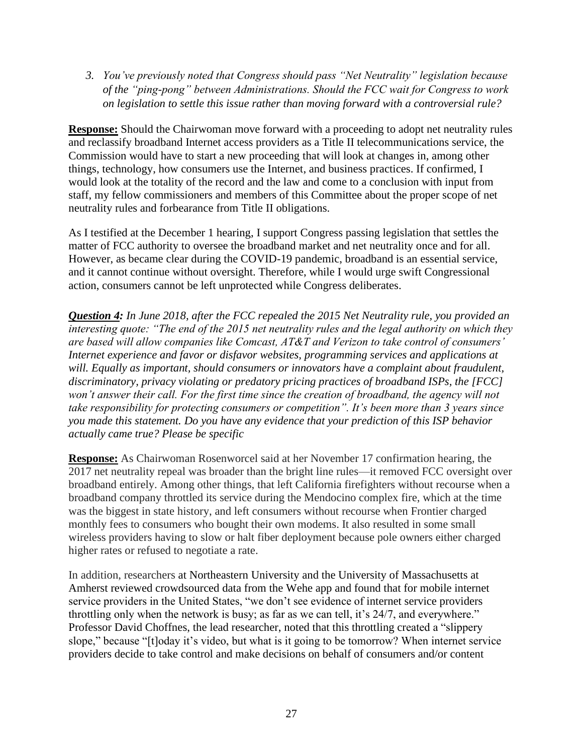*3. You've previously noted that Congress should pass "Net Neutrality" legislation because of the "ping-pong" between Administrations. Should the FCC wait for Congress to work on legislation to settle this issue rather than moving forward with a controversial rule?*

**Response:** Should the Chairwoman move forward with a proceeding to adopt net neutrality rules and reclassify broadband Internet access providers as a Title II telecommunications service, the Commission would have to start a new proceeding that will look at changes in, among other things, technology, how consumers use the Internet, and business practices. If confirmed, I would look at the totality of the record and the law and come to a conclusion with input from staff, my fellow commissioners and members of this Committee about the proper scope of net neutrality rules and forbearance from Title II obligations.

As I testified at the December 1 hearing, I support Congress passing legislation that settles the matter of FCC authority to oversee the broadband market and net neutrality once and for all. However, as became clear during the COVID-19 pandemic, broadband is an essential service, and it cannot continue without oversight. Therefore, while I would urge swift Congressional action, consumers cannot be left unprotected while Congress deliberates.

***Question 4:*** *In June 2018, after the FCC repealed the 2015 Net Neutrality rule, you provided an interesting quote: "The end of the 2015 net neutrality rules and the legal authority on which they are based will allow companies like Comcast, AT&T and Verizon to take control of consumers' Internet experience and favor or disfavor websites, programming services and applications at will. Equally as important, should consumers or innovators have a complaint about fraudulent, discriminatory, privacy violating or predatory pricing practices of broadband ISPs, the [FCC] won't answer their call. For the first time since the creation of broadband, the agency will not take responsibility for protecting consumers or competition". It's been more than 3 years since you made this statement. Do you have any evidence that your prediction of this ISP behavior actually came true? Please be specific*

**Response:** As Chairwoman Rosenworcel said at her November 17 confirmation hearing, the 2017 net neutrality repeal was broader than the bright line rules—it removed FCC oversight over broadband entirely. Among other things, that left California firefighters without recourse when a broadband company throttled its service during the Mendocino complex fire, which at the time was the biggest in state history, and left consumers without recourse when Frontier charged monthly fees to consumers who bought their own modems. It also resulted in some small wireless providers having to slow or halt fiber deployment because pole owners either charged higher rates or refused to negotiate a rate.

In addition, researchers at Northeastern University and the University of Massachusetts at Amherst reviewed crowdsourced data from the Wehe app and found that for mobile internet service providers in the United States, "we don't see evidence of internet service providers throttling only when the network is busy; as far as we can tell, it's 24/7, and everywhere." Professor David Choffnes, the lead researcher, noted that this throttling created a "slippery slope," because "[t]oday it's video, but what is it going to be tomorrow? When internet service providers decide to take control and make decisions on behalf of consumers and/or content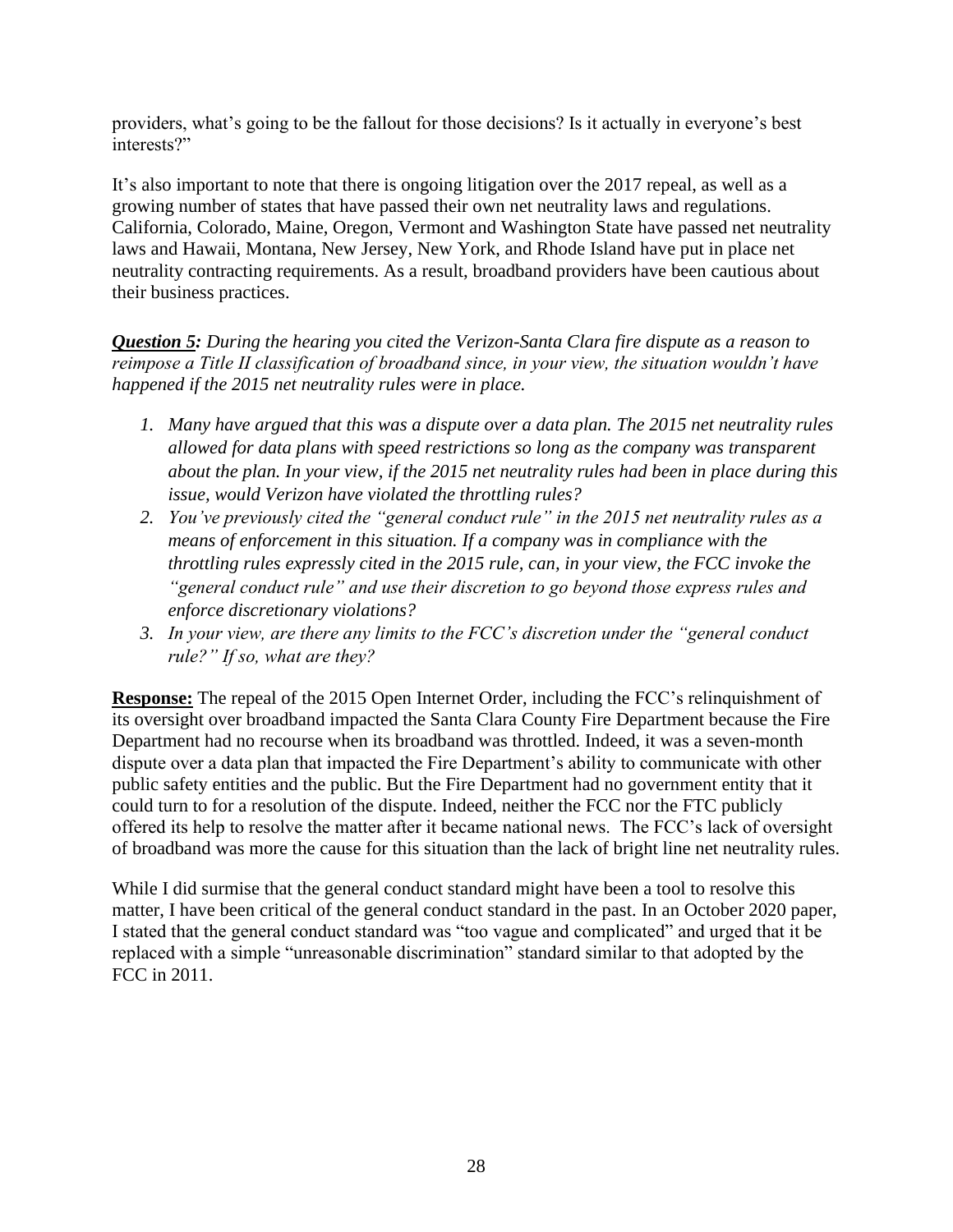providers, what's going to be the fallout for those decisions? Is it actually in everyone's best interests?"

It's also important to note that there is ongoing litigation over the 2017 repeal, as well as a growing number of states that have passed their own net neutrality laws and regulations. California, Colorado, Maine, Oregon, Vermont and Washington State have passed net neutrality laws and Hawaii, Montana, New Jersey, New York, and Rhode Island have put in place net neutrality contracting requirements. As a result, broadband providers have been cautious about their business practices.

***Question 5:*** *During the hearing you cited the Verizon-Santa Clara fire dispute as a reason to reimpose a Title II classification of broadband since, in your view, the situation wouldn't have happened if the 2015 net neutrality rules were in place.*

1. *Many have argued that this was a dispute over a data plan. The 2015 net neutrality rules allowed for data plans with speed restrictions so long as the company was transparent about the plan. In your view, if the 2015 net neutrality rules had been in place during this issue, would Verizon have violated the throttling rules?*
2. *You've previously cited the "general conduct rule" in the 2015 net neutrality rules as a means of enforcement in this situation. If a company was in compliance with the throttling rules expressly cited in the 2015 rule, can, in your view, the FCC invoke the "general conduct rule" and use their discretion to go beyond those express rules and enforce discretionary violations?*
3. *In your view, are there any limits to the FCC's discretion under the "general conduct rule?" If so, what are they?*

**Response:** The repeal of the 2015 Open Internet Order, including the FCC's relinquishment of its oversight over broadband impacted the Santa Clara County Fire Department because the Fire Department had no recourse when its broadband was throttled. Indeed, it was a seven-month dispute over a data plan that impacted the Fire Department's ability to communicate with other public safety entities and the public. But the Fire Department had no government entity that it could turn to for a resolution of the dispute. Indeed, neither the FCC nor the FTC publicly offered its help to resolve the matter after it became national news. The FCC's lack of oversight of broadband was more the cause for this situation than the lack of bright line net neutrality rules.

While I did surmise that the general conduct standard might have been a tool to resolve this matter, I have been critical of the general conduct standard in the past. In an October 2020 paper, I stated that the general conduct standard was "too vague and complicated" and urged that it be replaced with a simple "unreasonable discrimination" standard similar to that adopted by the FCC in 2011.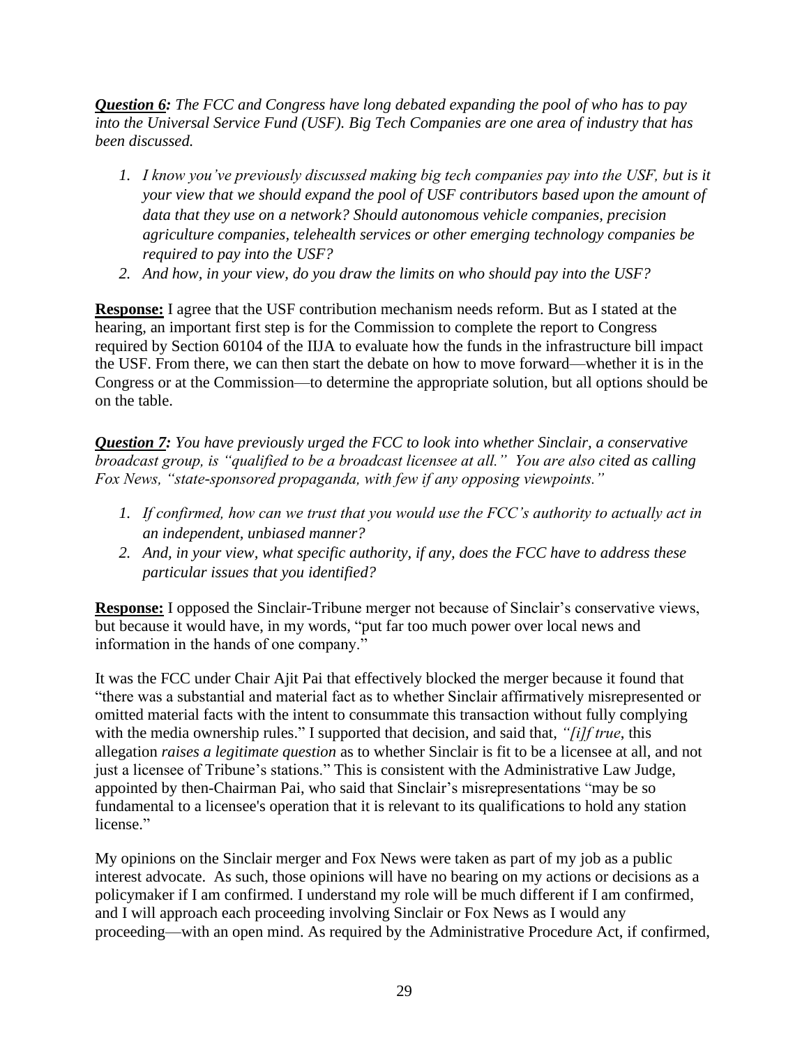***Question 6:*** *The FCC and Congress have long debated expanding the pool of who has to pay into the Universal Service Fund (USF). Big Tech Companies are one area of industry that has been discussed.*

1. *I know you've previously discussed making big tech companies pay into the USF, but is it your view that we should expand the pool of USF contributors based upon the amount of data that they use on a network? Should autonomous vehicle companies, precision agriculture companies, telehealth services or other emerging technology companies be required to pay into the USF?*
2. *And how, in your view, do you draw the limits on who should pay into the USF?*

**Response:** I agree that the USF contribution mechanism needs reform. But as I stated at the hearing, an important first step is for the Commission to complete the report to Congress required by Section 60104 of the IIJA to evaluate how the funds in the infrastructure bill impact the USF. From there, we can then start the debate on how to move forward—whether it is in the Congress or at the Commission—to determine the appropriate solution, but all options should be on the table.

***Question 7:*** *You have previously urged the FCC to look into whether Sinclair, a conservative broadcast group, is "qualified to be a broadcast licensee at all." You are also cited as calling Fox News, "state-sponsored propaganda, with few if any opposing viewpoints."*

1. *If confirmed, how can we trust that you would use the FCC's authority to actually act in an independent, unbiased manner?*
2. *And, in your view, what specific authority, if any, does the FCC have to address these particular issues that you identified?*

**Response:** I opposed the Sinclair-Tribune merger not because of Sinclair's conservative views, but because it would have, in my words, "put far too much power over local news and information in the hands of one company."

It was the FCC under Chair Ajit Pai that effectively blocked the merger because it found that "there was a substantial and material fact as to whether Sinclair affirmatively misrepresented or omitted material facts with the intent to consummate this transaction without fully complying with the media ownership rules." I supported that decision, and said that, *"[i]f true*, this allegation *raises a legitimate question* as to whether Sinclair is fit to be a licensee at all, and not just a licensee of Tribune's stations." This is consistent with the Administrative Law Judge, appointed by then-Chairman Pai, who said that Sinclair's misrepresentations "may be so fundamental to a licensee's operation that it is relevant to its qualifications to hold any station license."

My opinions on the Sinclair merger and Fox News were taken as part of my job as a public interest advocate. As such, those opinions will have no bearing on my actions or decisions as a policymaker if I am confirmed. I understand my role will be much different if I am confirmed, and I will approach each proceeding involving Sinclair or Fox News as I would any proceeding—with an open mind. As required by the Administrative Procedure Act, if confirmed,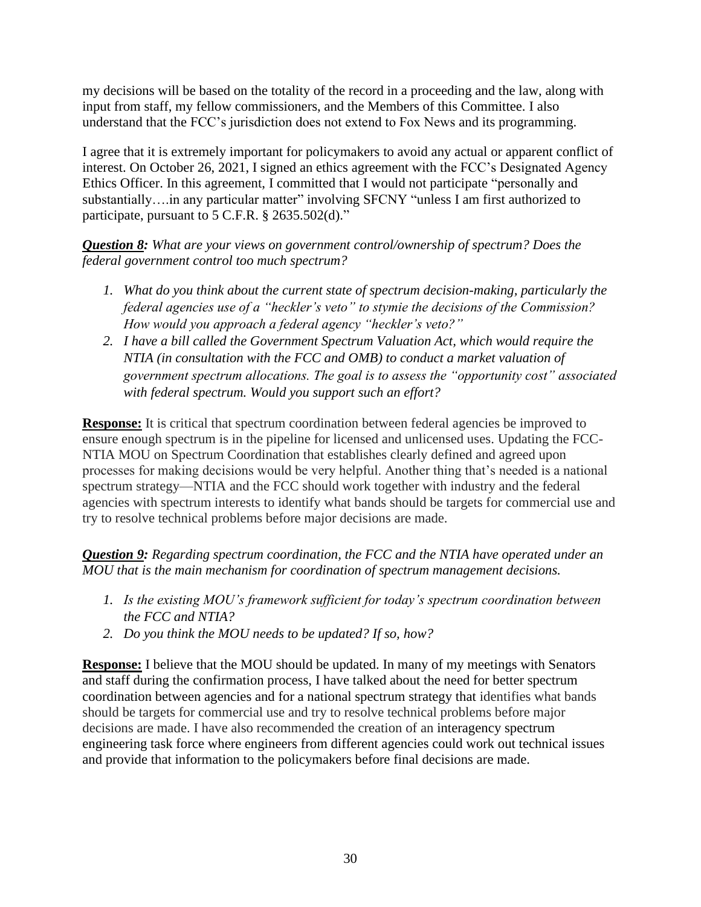my decisions will be based on the totality of the record in a proceeding and the law, along with input from staff, my fellow commissioners, and the Members of this Committee. I also understand that the FCC's jurisdiction does not extend to Fox News and its programming.

I agree that it is extremely important for policymakers to avoid any actual or apparent conflict of interest. On October 26, 2021, I signed an ethics agreement with the FCC's Designated Agency Ethics Officer. In this agreement, I committed that I would not participate "personally and substantially….in any particular matter" involving SFCNY "unless I am first authorized to participate, pursuant to 5 C.F.R. § 2635.502(d)."

***Question 8:*** *What are your views on government control/ownership of spectrum? Does the federal government control too much spectrum?*

1. *What do you think about the current state of spectrum decision-making, particularly the federal agencies use of a "heckler's veto" to stymie the decisions of the Commission? How would you approach a federal agency "heckler's veto?"*
2. *I have a bill called the Government Spectrum Valuation Act, which would require the NTIA (in consultation with the FCC and OMB) to conduct a market valuation of government spectrum allocations. The goal is to assess the "opportunity cost" associated with federal spectrum. Would you support such an effort?*

**Response:** It is critical that spectrum coordination between federal agencies be improved to ensure enough spectrum is in the pipeline for licensed and unlicensed uses. Updating the FCC-NTIA MOU on Spectrum Coordination that establishes clearly defined and agreed upon processes for making decisions would be very helpful. Another thing that's needed is a national spectrum strategy—NTIA and the FCC should work together with industry and the federal agencies with spectrum interests to identify what bands should be targets for commercial use and try to resolve technical problems before major decisions are made.

***Question 9:*** *Regarding spectrum coordination, the FCC and the NTIA have operated under an MOU that is the main mechanism for coordination of spectrum management decisions.*

1. *Is the existing MOU's framework sufficient for today's spectrum coordination between the FCC and NTIA?*
2. *Do you think the MOU needs to be updated? If so, how?*

**Response:** I believe that the MOU should be updated. In many of my meetings with Senators and staff during the confirmation process, I have talked about the need for better spectrum coordination between agencies and for a national spectrum strategy that identifies what bands should be targets for commercial use and try to resolve technical problems before major decisions are made. I have also recommended the creation of an interagency spectrum engineering task force where engineers from different agencies could work out technical issues and provide that information to the policymakers before final decisions are made.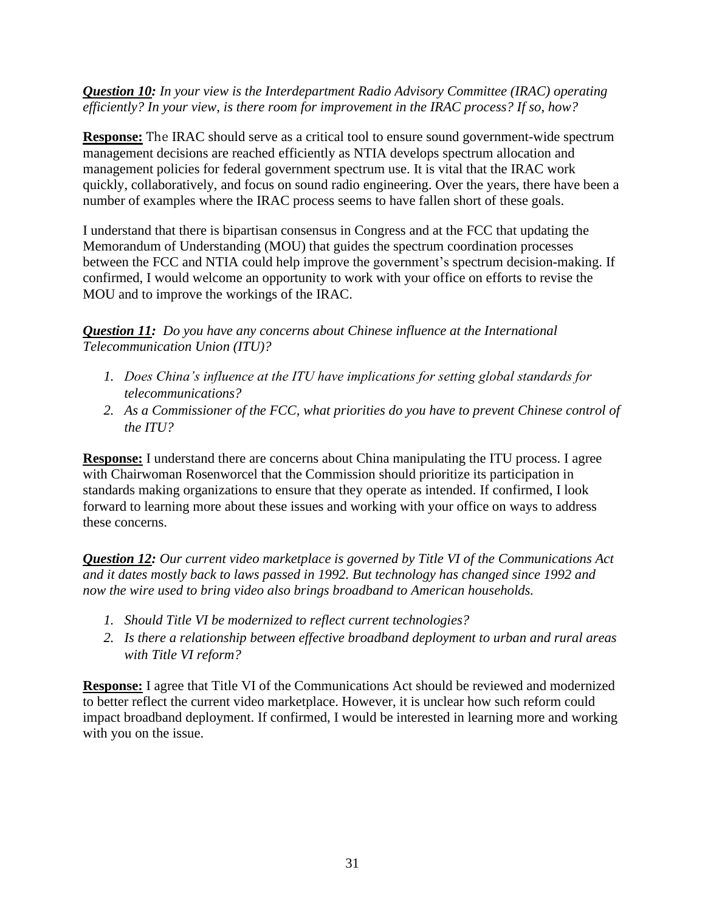***Question 10:*** *In your view is the Interdepartment Radio Advisory Committee (IRAC) operating efficiently? In your view, is there room for improvement in the IRAC process? If so, how?*

**Response:** The IRAC should serve as a critical tool to ensure sound government-wide spectrum management decisions are reached efficiently as NTIA develops spectrum allocation and management policies for federal government spectrum use. It is vital that the IRAC work quickly, collaboratively, and focus on sound radio engineering. Over the years, there have been a number of examples where the IRAC process seems to have fallen short of these goals.

I understand that there is bipartisan consensus in Congress and at the FCC that updating the Memorandum of Understanding (MOU) that guides the spectrum coordination processes between the FCC and NTIA could help improve the government's spectrum decision-making. If confirmed, I would welcome an opportunity to work with your office on efforts to revise the MOU and to improve the workings of the IRAC.

***Question 11:*** *Do you have any concerns about Chinese influence at the International Telecommunication Union (ITU)?*

1. *Does China's influence at the ITU have implications for setting global standards for telecommunications?*
2. *As a Commissioner of the FCC, what priorities do you have to prevent Chinese control of the ITU?*

**Response:** I understand there are concerns about China manipulating the ITU process. I agree with Chairwoman Rosenworcel that the Commission should prioritize its participation in standards making organizations to ensure that they operate as intended. If confirmed, I look forward to learning more about these issues and working with your office on ways to address these concerns.

***Question 12:*** *Our current video marketplace is governed by Title VI of the Communications Act and it dates mostly back to laws passed in 1992. But technology has changed since 1992 and now the wire used to bring video also brings broadband to American households.*

1. *Should Title VI be modernized to reflect current technologies?*
2. *Is there a relationship between effective broadband deployment to urban and rural areas with Title VI reform?*

**Response:** I agree that Title VI of the Communications Act should be reviewed and modernized to better reflect the current video marketplace. However, it is unclear how such reform could impact broadband deployment. If confirmed, I would be interested in learning more and working with you on the issue.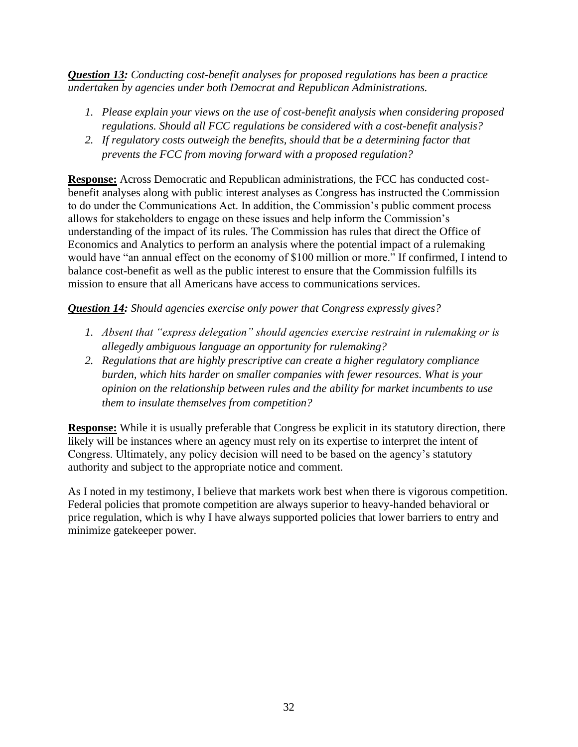***Question 13:*** *Conducting cost-benefit analyses for proposed regulations has been a practice undertaken by agencies under both Democrat and Republican Administrations.*

1. *Please explain your views on the use of cost-benefit analysis when considering proposed regulations. Should all FCC regulations be considered with a cost-benefit analysis?*
2. *If regulatory costs outweigh the benefits, should that be a determining factor that prevents the FCC from moving forward with a proposed regulation?*

**Response:** Across Democratic and Republican administrations, the FCC has conducted cost-benefit analyses along with public interest analyses as Congress has instructed the Commission to do under the Communications Act. In addition, the Commission's public comment process allows for stakeholders to engage on these issues and help inform the Commission's understanding of the impact of its rules. The Commission has rules that direct the Office of Economics and Analytics to perform an analysis where the potential impact of a rulemaking would have "an annual effect on the economy of $100 million or more." If confirmed, I intend to balance cost-benefit as well as the public interest to ensure that the Commission fulfills its mission to ensure that all Americans have access to communications services.

***Question 14:*** *Should agencies exercise only power that Congress expressly gives?*

1. *Absent that "express delegation" should agencies exercise restraint in rulemaking or is allegedly ambiguous language an opportunity for rulemaking?*
2. *Regulations that are highly prescriptive can create a higher regulatory compliance burden, which hits harder on smaller companies with fewer resources. What is your opinion on the relationship between rules and the ability for market incumbents to use them to insulate themselves from competition?*

**Response:** While it is usually preferable that Congress be explicit in its statutory direction, there likely will be instances where an agency must rely on its expertise to interpret the intent of Congress. Ultimately, any policy decision will need to be based on the agency's statutory authority and subject to the appropriate notice and comment.

As I noted in my testimony, I believe that markets work best when there is vigorous competition. Federal policies that promote competition are always superior to heavy-handed behavioral or price regulation, which is why I have always supported policies that lower barriers to entry and minimize gatekeeper power.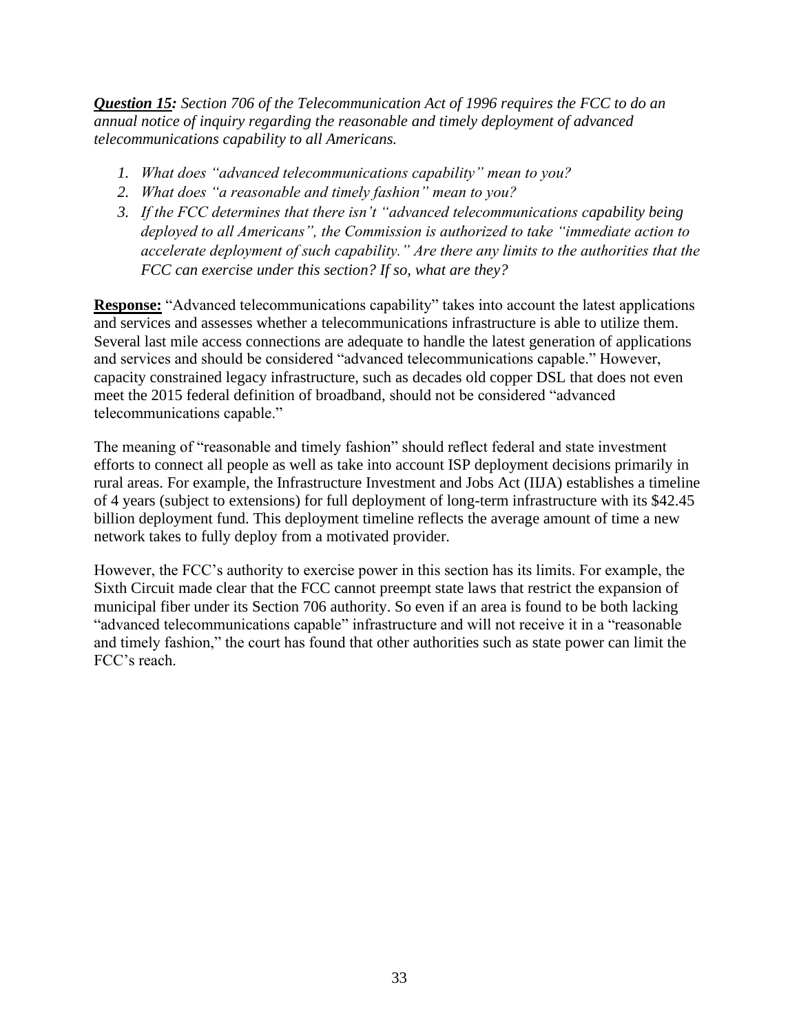***Question 15:*** *Section 706 of the Telecommunication Act of 1996 requires the FCC to do an annual notice of inquiry regarding the reasonable and timely deployment of advanced telecommunications capability to all Americans.*

1. *What does "advanced telecommunications capability" mean to you?*
2. *What does "a reasonable and timely fashion" mean to you?*
3. *If the FCC determines that there isn't "advanced telecommunications capability being deployed to all Americans", the Commission is authorized to take "immediate action to accelerate deployment of such capability." Are there any limits to the authorities that the FCC can exercise under this section? If so, what are they?*

**Response:** "Advanced telecommunications capability" takes into account the latest applications and services and assesses whether a telecommunications infrastructure is able to utilize them. Several last mile access connections are adequate to handle the latest generation of applications and services and should be considered "advanced telecommunications capable." However, capacity constrained legacy infrastructure, such as decades old copper DSL that does not even meet the 2015 federal definition of broadband, should not be considered "advanced telecommunications capable."

The meaning of "reasonable and timely fashion" should reflect federal and state investment efforts to connect all people as well as take into account ISP deployment decisions primarily in rural areas. For example, the Infrastructure Investment and Jobs Act (IIJA) establishes a timeline of 4 years (subject to extensions) for full deployment of long-term infrastructure with its $42.45 billion deployment fund. This deployment timeline reflects the average amount of time a new network takes to fully deploy from a motivated provider.

However, the FCC's authority to exercise power in this section has its limits. For example, the Sixth Circuit made clear that the FCC cannot preempt state laws that restrict the expansion of municipal fiber under its Section 706 authority. So even if an area is found to be both lacking "advanced telecommunications capable" infrastructure and will not receive it in a "reasonable and timely fashion," the court has found that other authorities such as state power can limit the FCC's reach.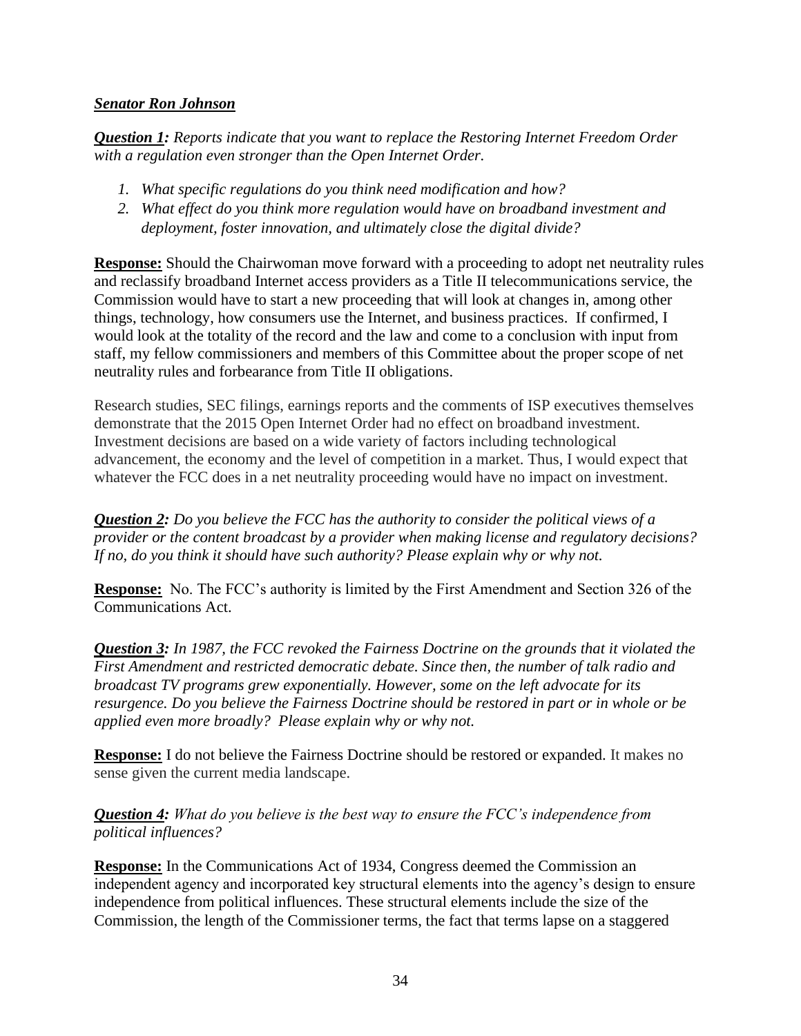***Senator Ron Johnson***

***Question 1:*** *Reports indicate that you want to replace the Restoring Internet Freedom Order with a regulation even stronger than the Open Internet Order.*

1. *What specific regulations do you think need modification and how?*
2. *What effect do you think more regulation would have on broadband investment and deployment, foster innovation, and ultimately close the digital divide?*

**Response:** Should the Chairwoman move forward with a proceeding to adopt net neutrality rules and reclassify broadband Internet access providers as a Title II telecommunications service, the Commission would have to start a new proceeding that will look at changes in, among other things, technology, how consumers use the Internet, and business practices. If confirmed, I would look at the totality of the record and the law and come to a conclusion with input from staff, my fellow commissioners and members of this Committee about the proper scope of net neutrality rules and forbearance from Title II obligations.

Research studies, SEC filings, earnings reports and the comments of ISP executives themselves demonstrate that the 2015 Open Internet Order had no effect on broadband investment. Investment decisions are based on a wide variety of factors including technological advancement, the economy and the level of competition in a market. Thus, I would expect that whatever the FCC does in a net neutrality proceeding would have no impact on investment.

***Question 2:*** *Do you believe the FCC has the authority to consider the political views of a provider or the content broadcast by a provider when making license and regulatory decisions? If no, do you think it should have such authority? Please explain why or why not.*

**Response:** No. The FCC's authority is limited by the First Amendment and Section 326 of the Communications Act.

***Question 3:*** *In 1987, the FCC revoked the Fairness Doctrine on the grounds that it violated the First Amendment and restricted democratic debate. Since then, the number of talk radio and broadcast TV programs grew exponentially. However, some on the left advocate for its resurgence. Do you believe the Fairness Doctrine should be restored in part or in whole or be applied even more broadly? Please explain why or why not.*

**Response:** I do not believe the Fairness Doctrine should be restored or expanded. It makes no sense given the current media landscape.

***Question 4:*** *What do you believe is the best way to ensure the FCC's independence from political influences?*

**Response:** In the Communications Act of 1934, Congress deemed the Commission an independent agency and incorporated key structural elements into the agency's design to ensure independence from political influences. These structural elements include the size of the Commission, the length of the Commissioner terms, the fact that terms lapse on a staggered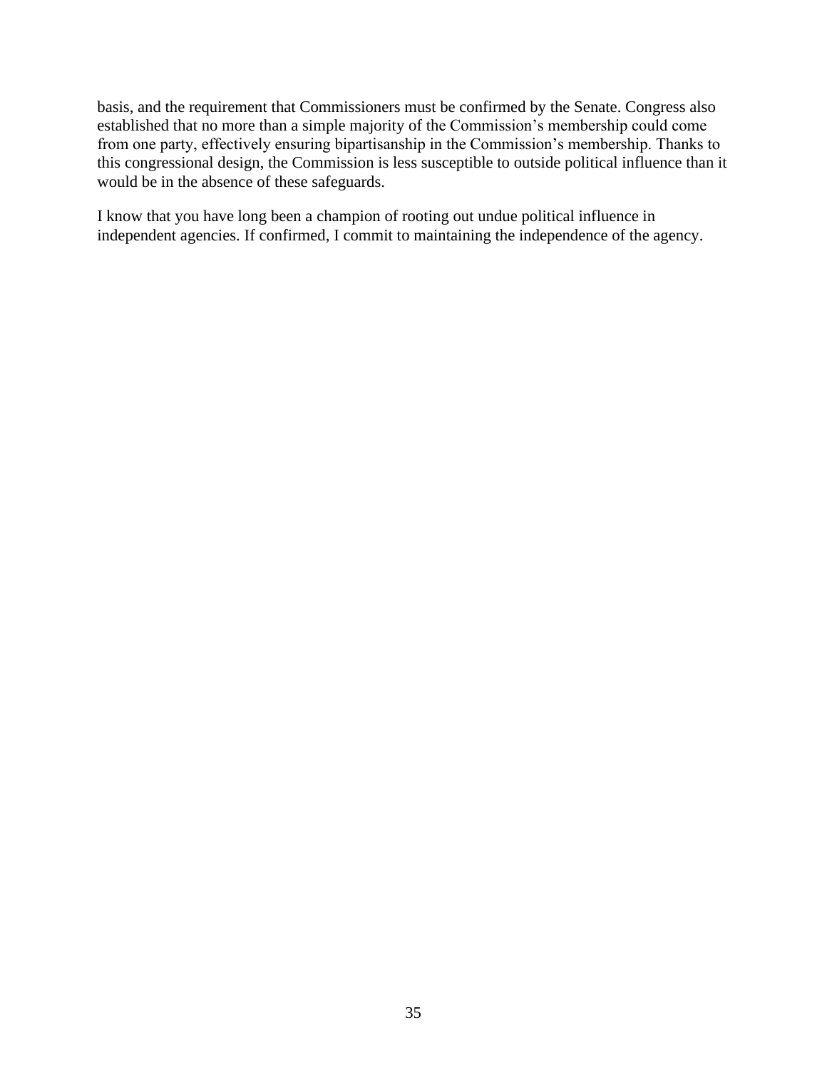basis, and the requirement that Commissioners must be confirmed by the Senate. Congress also established that no more than a simple majority of the Commission's membership could come from one party, effectively ensuring bipartisanship in the Commission's membership. Thanks to this congressional design, the Commission is less susceptible to outside political influence than it would be in the absence of these safeguards.

I know that you have long been a champion of rooting out undue political influence in independent agencies. If confirmed, I commit to maintaining the independence of the agency.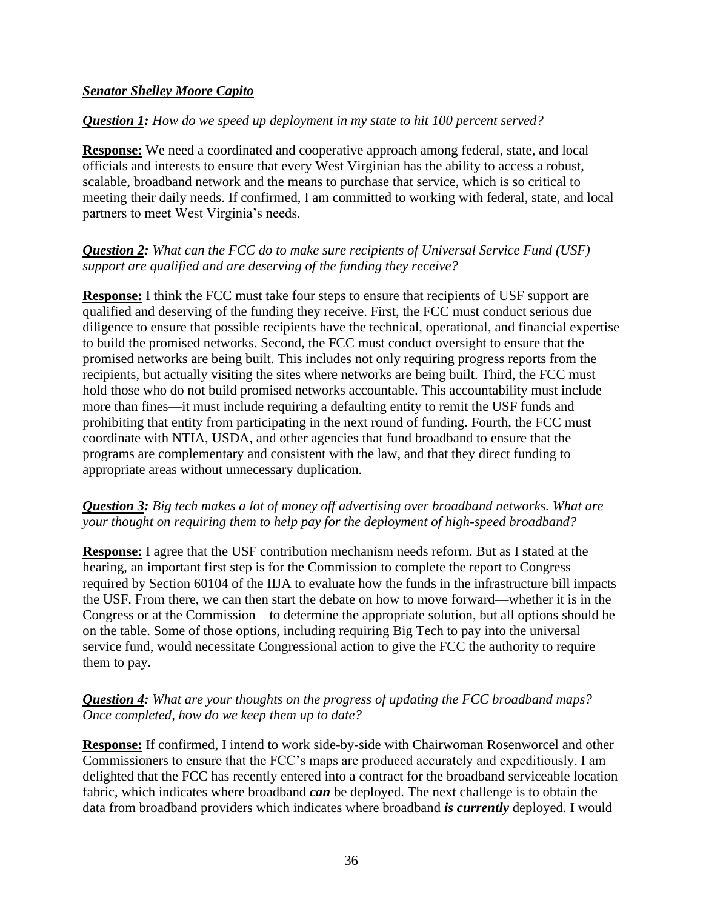***Senator Shelley Moore Capito***

***Question 1:*** *How do we speed up deployment in my state to hit 100 percent served?*

**Response:** We need a coordinated and cooperative approach among federal, state, and local officials and interests to ensure that every West Virginian has the ability to access a robust, scalable, broadband network and the means to purchase that service, which is so critical to meeting their daily needs. If confirmed, I am committed to working with federal, state, and local partners to meet West Virginia's needs.

***Question 2:*** *What can the FCC do to make sure recipients of Universal Service Fund (USF) support are qualified and are deserving of the funding they receive?*

**Response:** I think the FCC must take four steps to ensure that recipients of USF support are qualified and deserving of the funding they receive. First, the FCC must conduct serious due diligence to ensure that possible recipients have the technical, operational, and financial expertise to build the promised networks. Second, the FCC must conduct oversight to ensure that the promised networks are being built. This includes not only requiring progress reports from the recipients, but actually visiting the sites where networks are being built. Third, the FCC must hold those who do not build promised networks accountable. This accountability must include more than fines—it must include requiring a defaulting entity to remit the USF funds and prohibiting that entity from participating in the next round of funding. Fourth, the FCC must coordinate with NTIA, USDA, and other agencies that fund broadband to ensure that the programs are complementary and consistent with the law, and that they direct funding to appropriate areas without unnecessary duplication.

***Question 3:*** *Big tech makes a lot of money off advertising over broadband networks. What are your thought on requiring them to help pay for the deployment of high-speed broadband?*

**Response:** I agree that the USF contribution mechanism needs reform. But as I stated at the hearing, an important first step is for the Commission to complete the report to Congress required by Section 60104 of the IIJA to evaluate how the funds in the infrastructure bill impacts the USF. From there, we can then start the debate on how to move forward—whether it is in the Congress or at the Commission—to determine the appropriate solution, but all options should be on the table. Some of those options, including requiring Big Tech to pay into the universal service fund, would necessitate Congressional action to give the FCC the authority to require them to pay.

***Question 4:*** *What are your thoughts on the progress of updating the FCC broadband maps? Once completed, how do we keep them up to date?*

**Response:** If confirmed, I intend to work side-by-side with Chairwoman Rosenworcel and other Commissioners to ensure that the FCC's maps are produced accurately and expeditiously. I am delighted that the FCC has recently entered into a contract for the broadband serviceable location fabric, which indicates where broadband ***can*** be deployed. The next challenge is to obtain the data from broadband providers which indicates where broadband ***is currently*** deployed. I would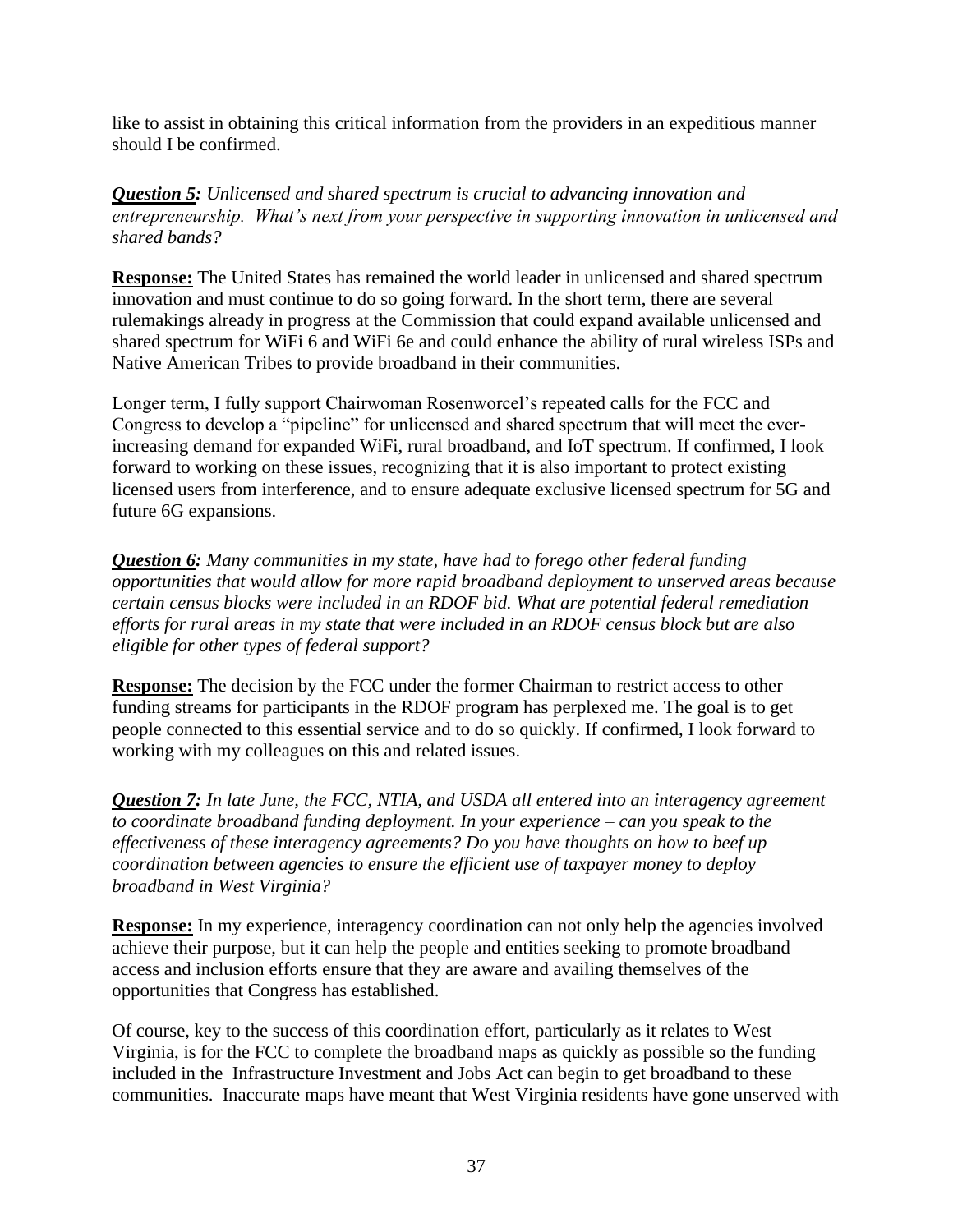like to assist in obtaining this critical information from the providers in an expeditious manner should I be confirmed.

***Question 5:*** *Unlicensed and shared spectrum is crucial to advancing innovation and entrepreneurship. What's next from your perspective in supporting innovation in unlicensed and shared bands?*

**Response:** The United States has remained the world leader in unlicensed and shared spectrum innovation and must continue to do so going forward. In the short term, there are several rulemakings already in progress at the Commission that could expand available unlicensed and shared spectrum for WiFi 6 and WiFi 6e and could enhance the ability of rural wireless ISPs and Native American Tribes to provide broadband in their communities.

Longer term, I fully support Chairwoman Rosenworcel's repeated calls for the FCC and Congress to develop a "pipeline" for unlicensed and shared spectrum that will meet the ever-increasing demand for expanded WiFi, rural broadband, and IoT spectrum. If confirmed, I look forward to working on these issues, recognizing that it is also important to protect existing licensed users from interference, and to ensure adequate exclusive licensed spectrum for 5G and future 6G expansions.

***Question 6:*** *Many communities in my state, have had to forego other federal funding opportunities that would allow for more rapid broadband deployment to unserved areas because certain census blocks were included in an RDOF bid. What are potential federal remediation efforts for rural areas in my state that were included in an RDOF census block but are also eligible for other types of federal support?*

**Response:** The decision by the FCC under the former Chairman to restrict access to other funding streams for participants in the RDOF program has perplexed me. The goal is to get people connected to this essential service and to do so quickly. If confirmed, I look forward to working with my colleagues on this and related issues.

***Question 7:*** *In late June, the FCC, NTIA, and USDA all entered into an interagency agreement to coordinate broadband funding deployment. In your experience – can you speak to the effectiveness of these interagency agreements? Do you have thoughts on how to beef up coordination between agencies to ensure the efficient use of taxpayer money to deploy broadband in West Virginia?*

**Response:** In my experience, interagency coordination can not only help the agencies involved achieve their purpose, but it can help the people and entities seeking to promote broadband access and inclusion efforts ensure that they are aware and availing themselves of the opportunities that Congress has established.

Of course, key to the success of this coordination effort, particularly as it relates to West Virginia, is for the FCC to complete the broadband maps as quickly as possible so the funding included in the Infrastructure Investment and Jobs Act can begin to get broadband to these communities. Inaccurate maps have meant that West Virginia residents have gone unserved with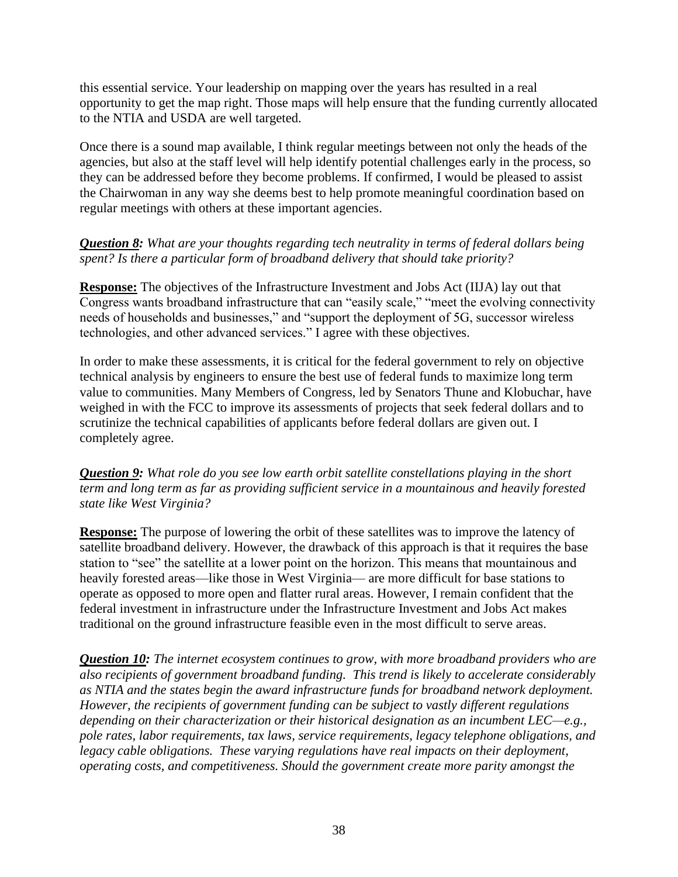this essential service. Your leadership on mapping over the years has resulted in a real opportunity to get the map right. Those maps will help ensure that the funding currently allocated to the NTIA and USDA are well targeted.

Once there is a sound map available, I think regular meetings between not only the heads of the agencies, but also at the staff level will help identify potential challenges early in the process, so they can be addressed before they become problems. If confirmed, I would be pleased to assist the Chairwoman in any way she deems best to help promote meaningful coordination based on regular meetings with others at these important agencies.

***Question 8:*** *What are your thoughts regarding tech neutrality in terms of federal dollars being spent? Is there a particular form of broadband delivery that should take priority?*

**Response:** The objectives of the Infrastructure Investment and Jobs Act (IIJA) lay out that Congress wants broadband infrastructure that can "easily scale," "meet the evolving connectivity needs of households and businesses," and "support the deployment of 5G, successor wireless technologies, and other advanced services." I agree with these objectives.

In order to make these assessments, it is critical for the federal government to rely on objective technical analysis by engineers to ensure the best use of federal funds to maximize long term value to communities. Many Members of Congress, led by Senators Thune and Klobuchar, have weighed in with the FCC to improve its assessments of projects that seek federal dollars and to scrutinize the technical capabilities of applicants before federal dollars are given out. I completely agree.

***Question 9:*** *What role do you see low earth orbit satellite constellations playing in the short term and long term as far as providing sufficient service in a mountainous and heavily forested state like West Virginia?*

**Response:** The purpose of lowering the orbit of these satellites was to improve the latency of satellite broadband delivery. However, the drawback of this approach is that it requires the base station to "see" the satellite at a lower point on the horizon. This means that mountainous and heavily forested areas—like those in West Virginia— are more difficult for base stations to operate as opposed to more open and flatter rural areas. However, I remain confident that the federal investment in infrastructure under the Infrastructure Investment and Jobs Act makes traditional on the ground infrastructure feasible even in the most difficult to serve areas.

***Question 10:*** *The internet ecosystem continues to grow, with more broadband providers who are also recipients of government broadband funding. This trend is likely to accelerate considerably as NTIA and the states begin the award infrastructure funds for broadband network deployment. However, the recipients of government funding can be subject to vastly different regulations depending on their characterization or their historical designation as an incumbent LEC—e.g., pole rates, labor requirements, tax laws, service requirements, legacy telephone obligations, and legacy cable obligations. These varying regulations have real impacts on their deployment, operating costs, and competitiveness. Should the government create more parity amongst the*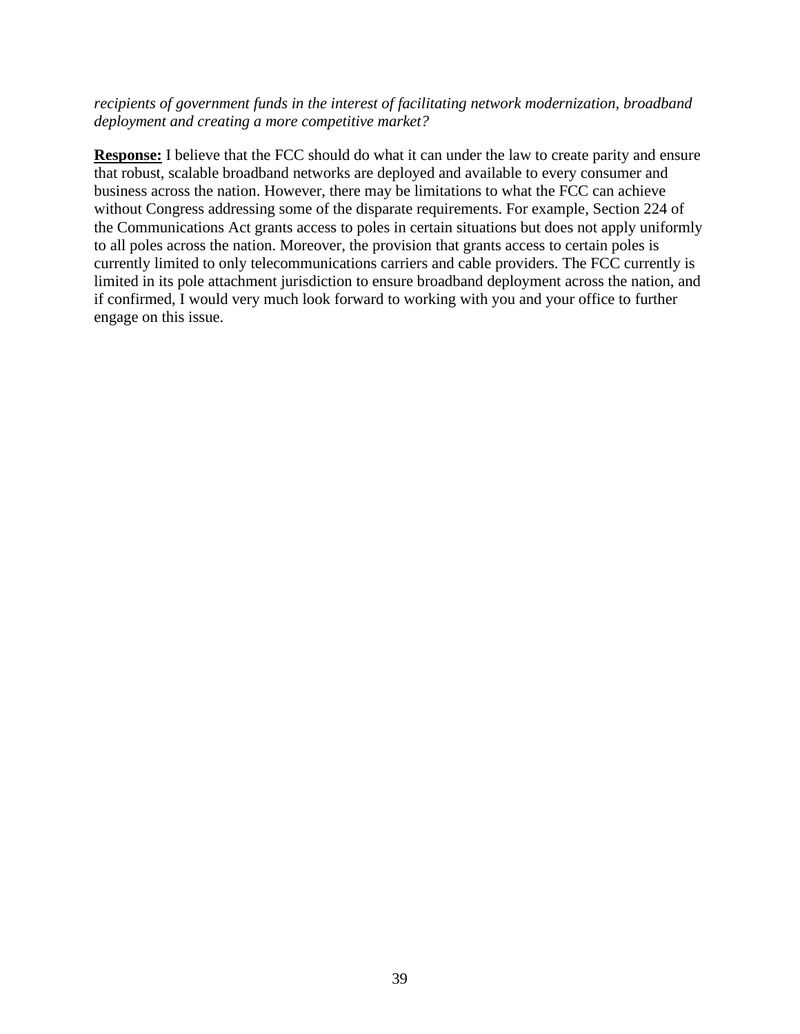*recipients of government funds in the interest of facilitating network modernization, broadband deployment and creating a more competitive market?*

**Response:** I believe that the FCC should do what it can under the law to create parity and ensure that robust, scalable broadband networks are deployed and available to every consumer and business across the nation. However, there may be limitations to what the FCC can achieve without Congress addressing some of the disparate requirements. For example, Section 224 of the Communications Act grants access to poles in certain situations but does not apply uniformly to all poles across the nation. Moreover, the provision that grants access to certain poles is currently limited to only telecommunications carriers and cable providers. The FCC currently is limited in its pole attachment jurisdiction to ensure broadband deployment across the nation, and if confirmed, I would very much look forward to working with you and your office to further engage on this issue.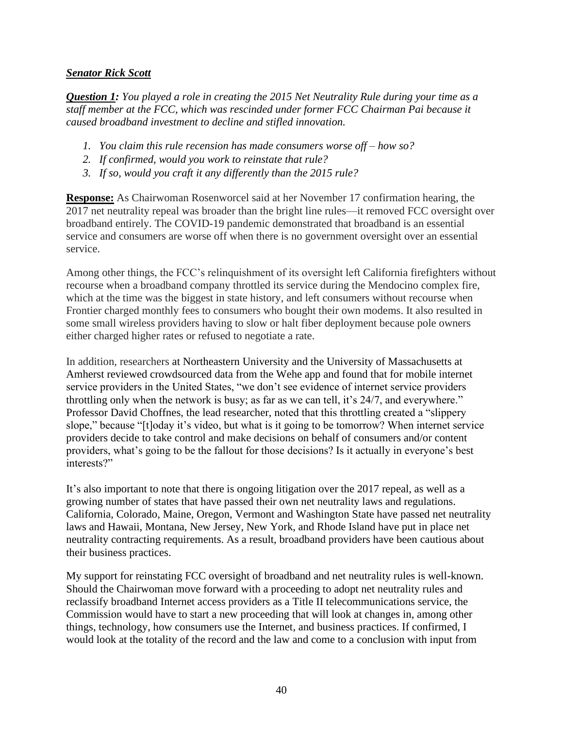***Senator Rick Scott***

***Question 1:*** *You played a role in creating the 2015 Net Neutrality Rule during your time as a staff member at the FCC, which was rescinded under former FCC Chairman Pai because it caused broadband investment to decline and stifled innovation.*

1. *You claim this rule recension has made consumers worse off – how so?*
2. *If confirmed, would you work to reinstate that rule?*
3. *If so, would you craft it any differently than the 2015 rule?*

**Response:** As Chairwoman Rosenworcel said at her November 17 confirmation hearing, the 2017 net neutrality repeal was broader than the bright line rules—it removed FCC oversight over broadband entirely. The COVID-19 pandemic demonstrated that broadband is an essential service and consumers are worse off when there is no government oversight over an essential service.

Among other things, the FCC's relinquishment of its oversight left California firefighters without recourse when a broadband company throttled its service during the Mendocino complex fire, which at the time was the biggest in state history, and left consumers without recourse when Frontier charged monthly fees to consumers who bought their own modems. It also resulted in some small wireless providers having to slow or halt fiber deployment because pole owners either charged higher rates or refused to negotiate a rate.

In addition, researchers at Northeastern University and the University of Massachusetts at Amherst reviewed crowdsourced data from the Wehe app and found that for mobile internet service providers in the United States, "we don't see evidence of internet service providers throttling only when the network is busy; as far as we can tell, it's 24/7, and everywhere." Professor David Choffnes, the lead researcher, noted that this throttling created a "slippery slope," because "[t]oday it's video, but what is it going to be tomorrow? When internet service providers decide to take control and make decisions on behalf of consumers and/or content providers, what's going to be the fallout for those decisions? Is it actually in everyone's best interests?"

It's also important to note that there is ongoing litigation over the 2017 repeal, as well as a growing number of states that have passed their own net neutrality laws and regulations. California, Colorado, Maine, Oregon, Vermont and Washington State have passed net neutrality laws and Hawaii, Montana, New Jersey, New York, and Rhode Island have put in place net neutrality contracting requirements. As a result, broadband providers have been cautious about their business practices.

My support for reinstating FCC oversight of broadband and net neutrality rules is well-known. Should the Chairwoman move forward with a proceeding to adopt net neutrality rules and reclassify broadband Internet access providers as a Title II telecommunications service, the Commission would have to start a new proceeding that will look at changes in, among other things, technology, how consumers use the Internet, and business practices. If confirmed, I would look at the totality of the record and the law and come to a conclusion with input from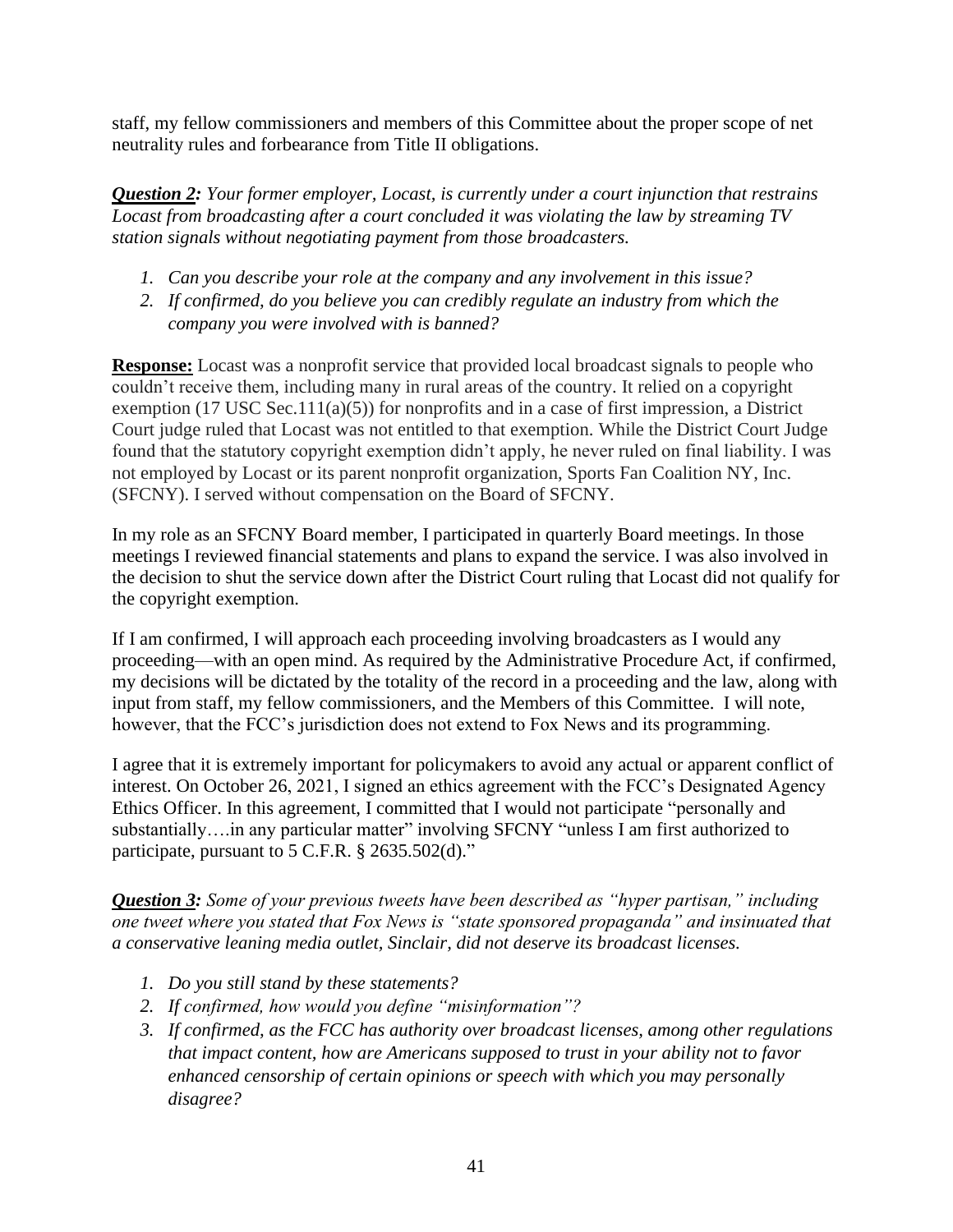staff, my fellow commissioners and members of this Committee about the proper scope of net neutrality rules and forbearance from Title II obligations.

***Question 2:*** *Your former employer, Locast, is currently under a court injunction that restrains Locast from broadcasting after a court concluded it was violating the law by streaming TV station signals without negotiating payment from those broadcasters.*

1. *Can you describe your role at the company and any involvement in this issue?*
2. *If confirmed, do you believe you can credibly regulate an industry from which the company you were involved with is banned?*

**Response:** Locast was a nonprofit service that provided local broadcast signals to people who couldn't receive them, including many in rural areas of the country. It relied on a copyright exemption (17 USC Sec.111(a)(5)) for nonprofits and in a case of first impression, a District Court judge ruled that Locast was not entitled to that exemption. While the District Court Judge found that the statutory copyright exemption didn't apply, he never ruled on final liability. I was not employed by Locast or its parent nonprofit organization, Sports Fan Coalition NY, Inc. (SFCNY). I served without compensation on the Board of SFCNY.

In my role as an SFCNY Board member, I participated in quarterly Board meetings. In those meetings I reviewed financial statements and plans to expand the service. I was also involved in the decision to shut the service down after the District Court ruling that Locast did not qualify for the copyright exemption.

If I am confirmed, I will approach each proceeding involving broadcasters as I would any proceeding—with an open mind. As required by the Administrative Procedure Act, if confirmed, my decisions will be dictated by the totality of the record in a proceeding and the law, along with input from staff, my fellow commissioners, and the Members of this Committee. I will note, however, that the FCC's jurisdiction does not extend to Fox News and its programming.

I agree that it is extremely important for policymakers to avoid any actual or apparent conflict of interest. On October 26, 2021, I signed an ethics agreement with the FCC's Designated Agency Ethics Officer. In this agreement, I committed that I would not participate "personally and substantially….in any particular matter" involving SFCNY "unless I am first authorized to participate, pursuant to 5 C.F.R. § 2635.502(d)."

***Question 3:*** *Some of your previous tweets have been described as "hyper partisan," including one tweet where you stated that Fox News is "state sponsored propaganda" and insinuated that a conservative leaning media outlet, Sinclair, did not deserve its broadcast licenses.*

1. *Do you still stand by these statements?*
2. *If confirmed, how would you define "misinformation"?*
3. *If confirmed, as the FCC has authority over broadcast licenses, among other regulations that impact content, how are Americans supposed to trust in your ability not to favor enhanced censorship of certain opinions or speech with which you may personally disagree?*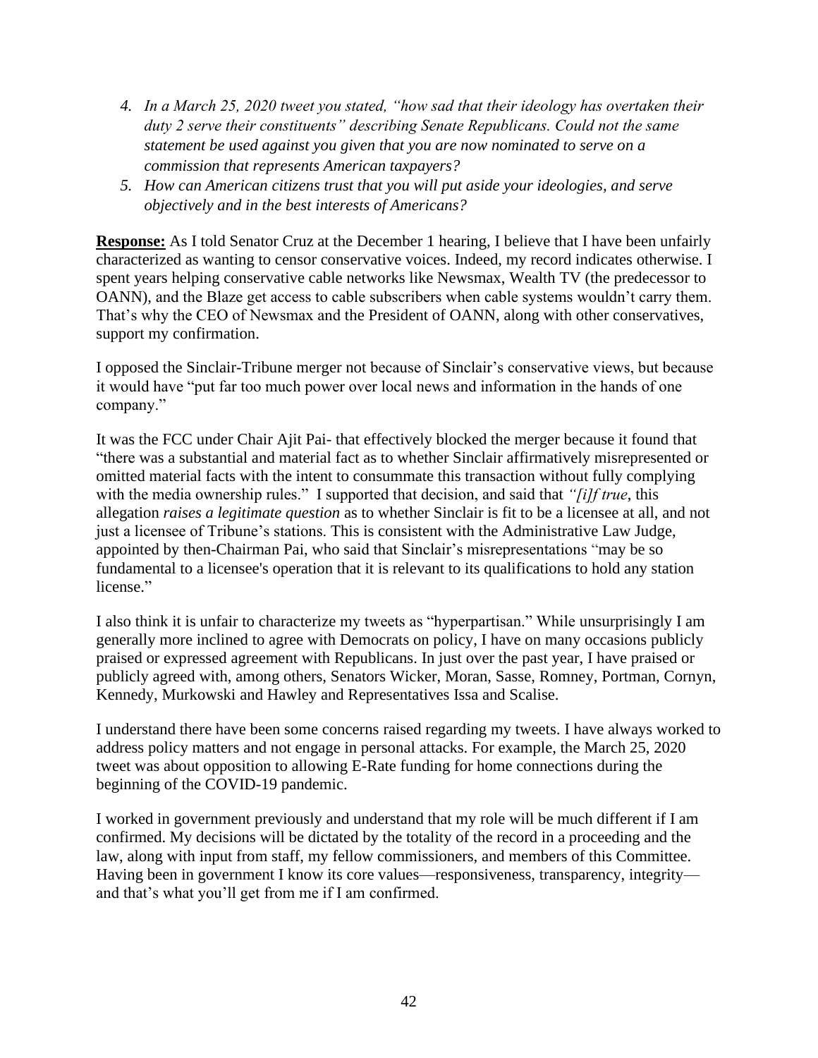4. *In a March 25, 2020 tweet you stated, "how sad that their ideology has overtaken their duty 2 serve their constituents" describing Senate Republicans. Could not the same statement be used against you given that you are now nominated to serve on a commission that represents American taxpayers?*
5. *How can American citizens trust that you will put aside your ideologies, and serve objectively and in the best interests of Americans?*

**Response:** As I told Senator Cruz at the December 1 hearing, I believe that I have been unfairly characterized as wanting to censor conservative voices. Indeed, my record indicates otherwise. I spent years helping conservative cable networks like Newsmax, Wealth TV (the predecessor to OANN), and the Blaze get access to cable subscribers when cable systems wouldn't carry them. That's why the CEO of Newsmax and the President of OANN, along with other conservatives, support my confirmation.

I opposed the Sinclair-Tribune merger not because of Sinclair's conservative views, but because it would have "put far too much power over local news and information in the hands of one company."

It was the FCC under Chair Ajit Pai- that effectively blocked the merger because it found that "there was a substantial and material fact as to whether Sinclair affirmatively misrepresented or omitted material facts with the intent to consummate this transaction without fully complying with the media ownership rules." I supported that decision, and said that *"[i]f true*, this allegation *raises a legitimate question* as to whether Sinclair is fit to be a licensee at all, and not just a licensee of Tribune's stations. This is consistent with the Administrative Law Judge, appointed by then-Chairman Pai, who said that Sinclair's misrepresentations "may be so fundamental to a licensee's operation that it is relevant to its qualifications to hold any station license."

I also think it is unfair to characterize my tweets as "hyperpartisan." While unsurprisingly I am generally more inclined to agree with Democrats on policy, I have on many occasions publicly praised or expressed agreement with Republicans. In just over the past year, I have praised or publicly agreed with, among others, Senators Wicker, Moran, Sasse, Romney, Portman, Cornyn, Kennedy, Murkowski and Hawley and Representatives Issa and Scalise.

I understand there have been some concerns raised regarding my tweets. I have always worked to address policy matters and not engage in personal attacks. For example, the March 25, 2020 tweet was about opposition to allowing E-Rate funding for home connections during the beginning of the COVID-19 pandemic.

I worked in government previously and understand that my role will be much different if I am confirmed. My decisions will be dictated by the totality of the record in a proceeding and the law, along with input from staff, my fellow commissioners, and members of this Committee. Having been in government I know its core values—responsiveness, transparency, integrity—and that's what you'll get from me if I am confirmed.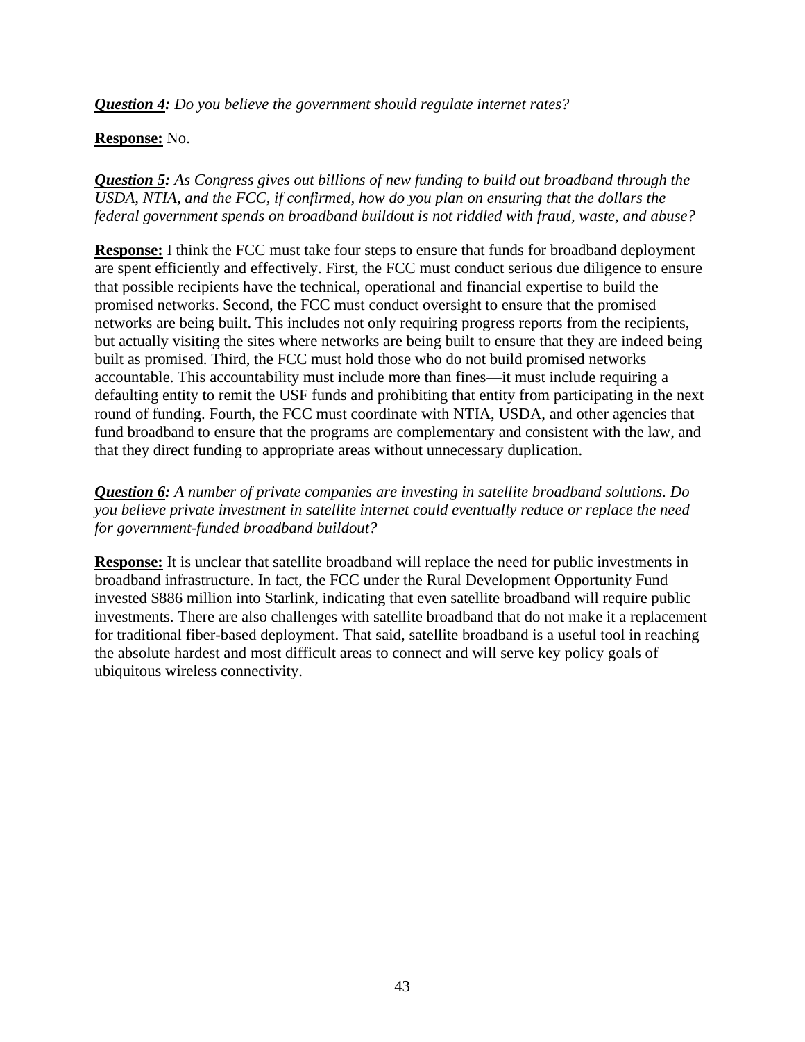***Question 4:*** *Do you believe the government should regulate internet rates?*

**Response:** No.

***Question 5:*** *As Congress gives out billions of new funding to build out broadband through the USDA, NTIA, and the FCC, if confirmed, how do you plan on ensuring that the dollars the federal government spends on broadband buildout is not riddled with fraud, waste, and abuse?*

**Response:** I think the FCC must take four steps to ensure that funds for broadband deployment are spent efficiently and effectively. First, the FCC must conduct serious due diligence to ensure that possible recipients have the technical, operational and financial expertise to build the promised networks. Second, the FCC must conduct oversight to ensure that the promised networks are being built. This includes not only requiring progress reports from the recipients, but actually visiting the sites where networks are being built to ensure that they are indeed being built as promised. Third, the FCC must hold those who do not build promised networks accountable. This accountability must include more than fines—it must include requiring a defaulting entity to remit the USF funds and prohibiting that entity from participating in the next round of funding. Fourth, the FCC must coordinate with NTIA, USDA, and other agencies that fund broadband to ensure that the programs are complementary and consistent with the law, and that they direct funding to appropriate areas without unnecessary duplication.

***Question 6:*** *A number of private companies are investing in satellite broadband solutions. Do you believe private investment in satellite internet could eventually reduce or replace the need for government-funded broadband buildout?*

**Response:** It is unclear that satellite broadband will replace the need for public investments in broadband infrastructure. In fact, the FCC under the Rural Development Opportunity Fund invested $886 million into Starlink, indicating that even satellite broadband will require public investments. There are also challenges with satellite broadband that do not make it a replacement for traditional fiber-based deployment. That said, satellite broadband is a useful tool in reaching the absolute hardest and most difficult areas to connect and will serve key policy goals of ubiquitous wireless connectivity.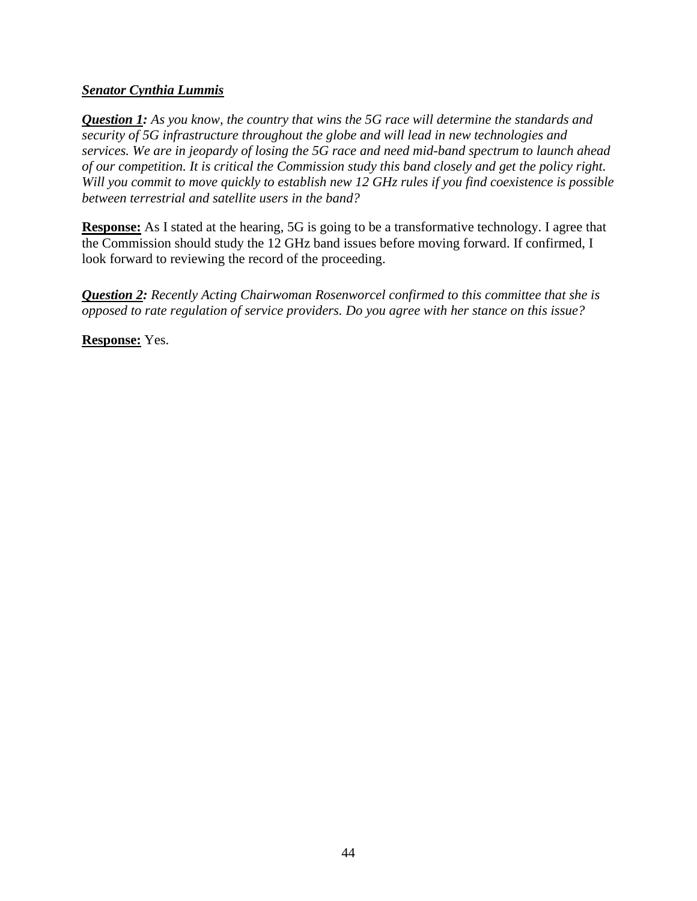***<u>Senator Cynthia Lummis</u>***

***<u>Question 1</u>:*** *As you know, the country that wins the 5G race will determine the standards and security of 5G infrastructure throughout the globe and will lead in new technologies and services. We are in jeopardy of losing the 5G race and need mid-band spectrum to launch ahead of our competition. It is critical the Commission study this band closely and get the policy right. Will you commit to move quickly to establish new 12 GHz rules if you find coexistence is possible between terrestrial and satellite users in the band?*

**<u>Response:</u>** As I stated at the hearing, 5G is going to be a transformative technology. I agree that the Commission should study the 12 GHz band issues before moving forward. If confirmed, I look forward to reviewing the record of the proceeding.

***<u>Question 2</u>:*** *Recently Acting Chairwoman Rosenworcel confirmed to this committee that she is opposed to rate regulation of service providers. Do you agree with her stance on this issue?*

**<u>Response:</u>** Yes.